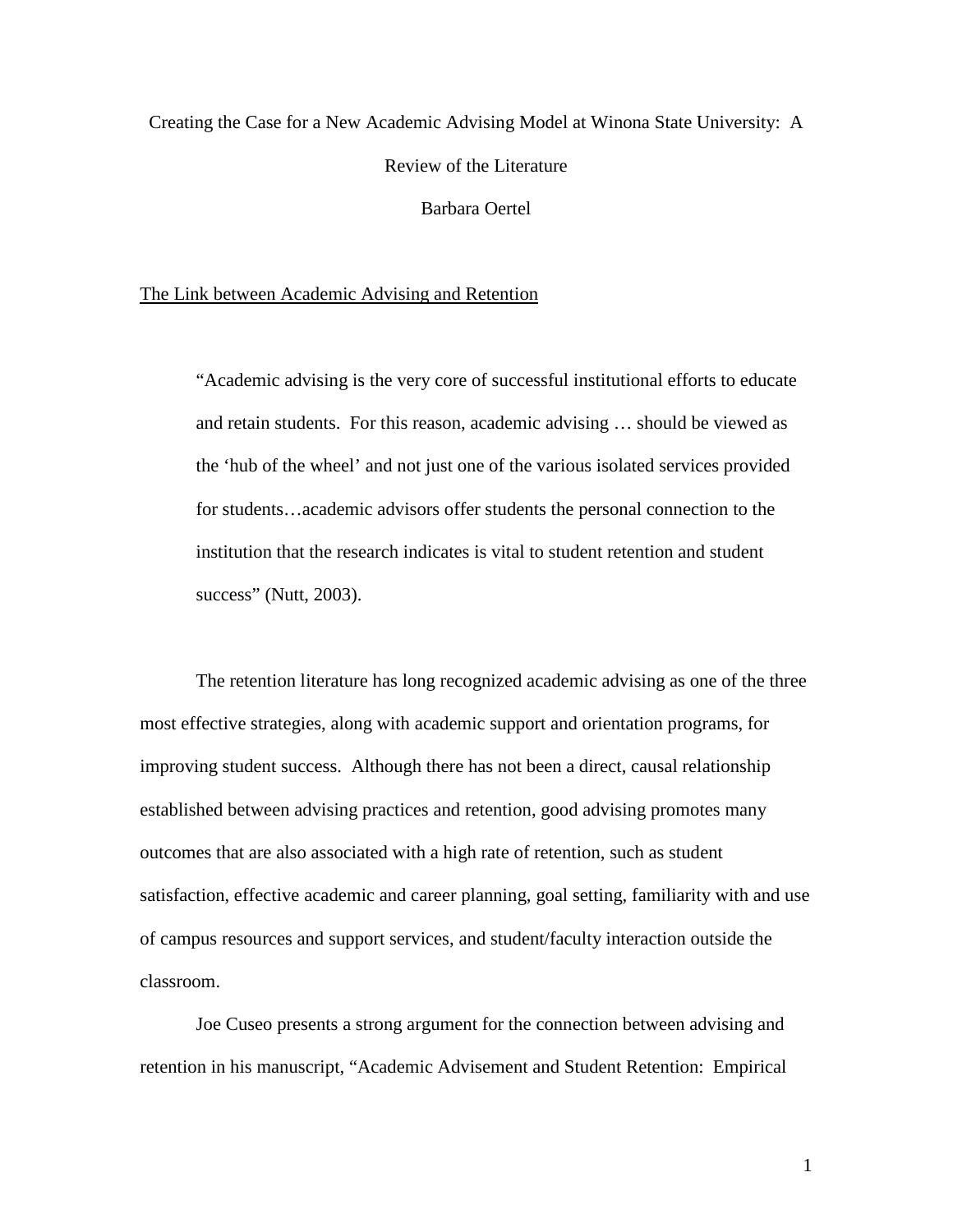# Creating the Case for a New Academic Advising Model at Winona State University: A Review of the Literature

Barbara Oertel

## The Link between Academic Advising and Retention

> "Academic advising is the very core of successful institutional efforts to educate and retain students. For this reason, academic advising … should be viewed as the 'hub of the wheel' and not just one of the various isolated services provided for students…academic advisors offer students the personal connection to the institution that the research indicates is vital to student retention and student success" (Nutt, 2003).

The retention literature has long recognized academic advising as one of the three most effective strategies, along with academic support and orientation programs, for improving student success. Although there has not been a direct, causal relationship established between advising practices and retention, good advising promotes many outcomes that are also associated with a high rate of retention, such as student satisfaction, effective academic and career planning, goal setting, familiarity with and use of campus resources and support services, and student/faculty interaction outside the classroom.

Joe Cuseo presents a strong argument for the connection between advising and retention in his manuscript, "Academic Advisement and Student Retention: Empirical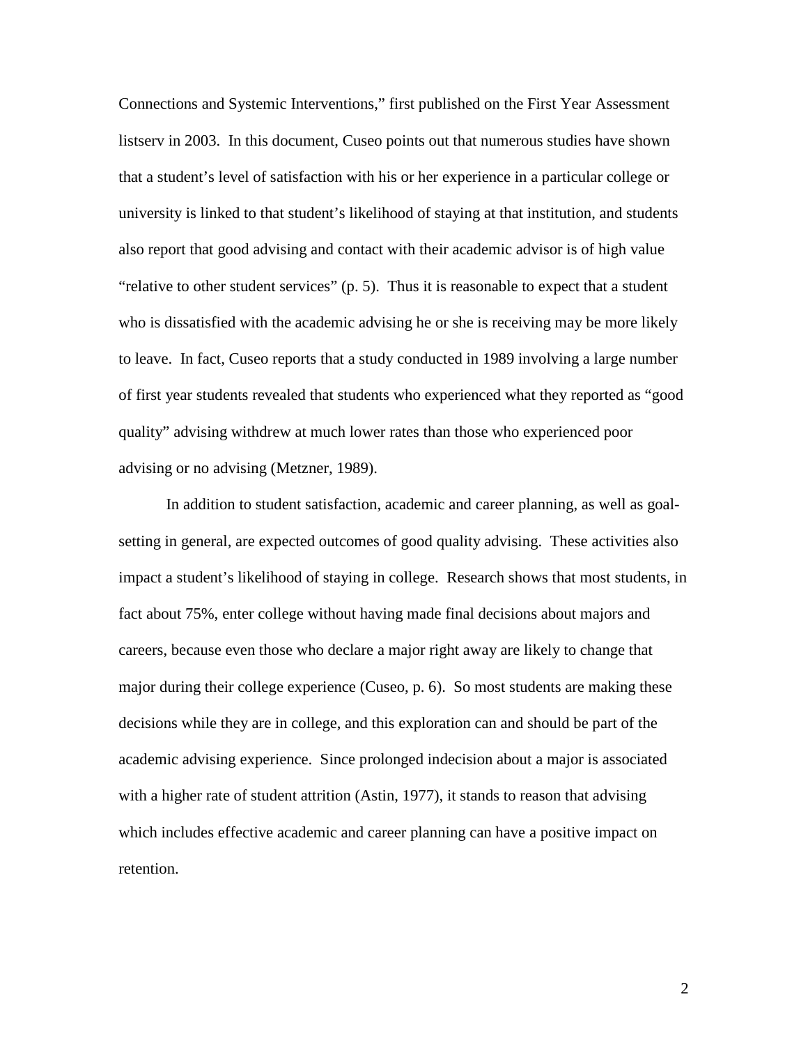Connections and Systemic Interventions," first published on the First Year Assessment listserv in 2003. In this document, Cuseo points out that numerous studies have shown that a student's level of satisfaction with his or her experience in a particular college or university is linked to that student's likelihood of staying at that institution, and students also report that good advising and contact with their academic advisor is of high value "relative to other student services" (p. 5). Thus it is reasonable to expect that a student who is dissatisfied with the academic advising he or she is receiving may be more likely to leave. In fact, Cuseo reports that a study conducted in 1989 involving a large number of first year students revealed that students who experienced what they reported as "good quality" advising withdrew at much lower rates than those who experienced poor advising or no advising (Metzner, 1989).

In addition to student satisfaction, academic and career planning, as well as goal-setting in general, are expected outcomes of good quality advising. These activities also impact a student's likelihood of staying in college. Research shows that most students, in fact about 75%, enter college without having made final decisions about majors and careers, because even those who declare a major right away are likely to change that major during their college experience (Cuseo, p. 6). So most students are making these decisions while they are in college, and this exploration can and should be part of the academic advising experience. Since prolonged indecision about a major is associated with a higher rate of student attrition (Astin, 1977), it stands to reason that advising which includes effective academic and career planning can have a positive impact on retention.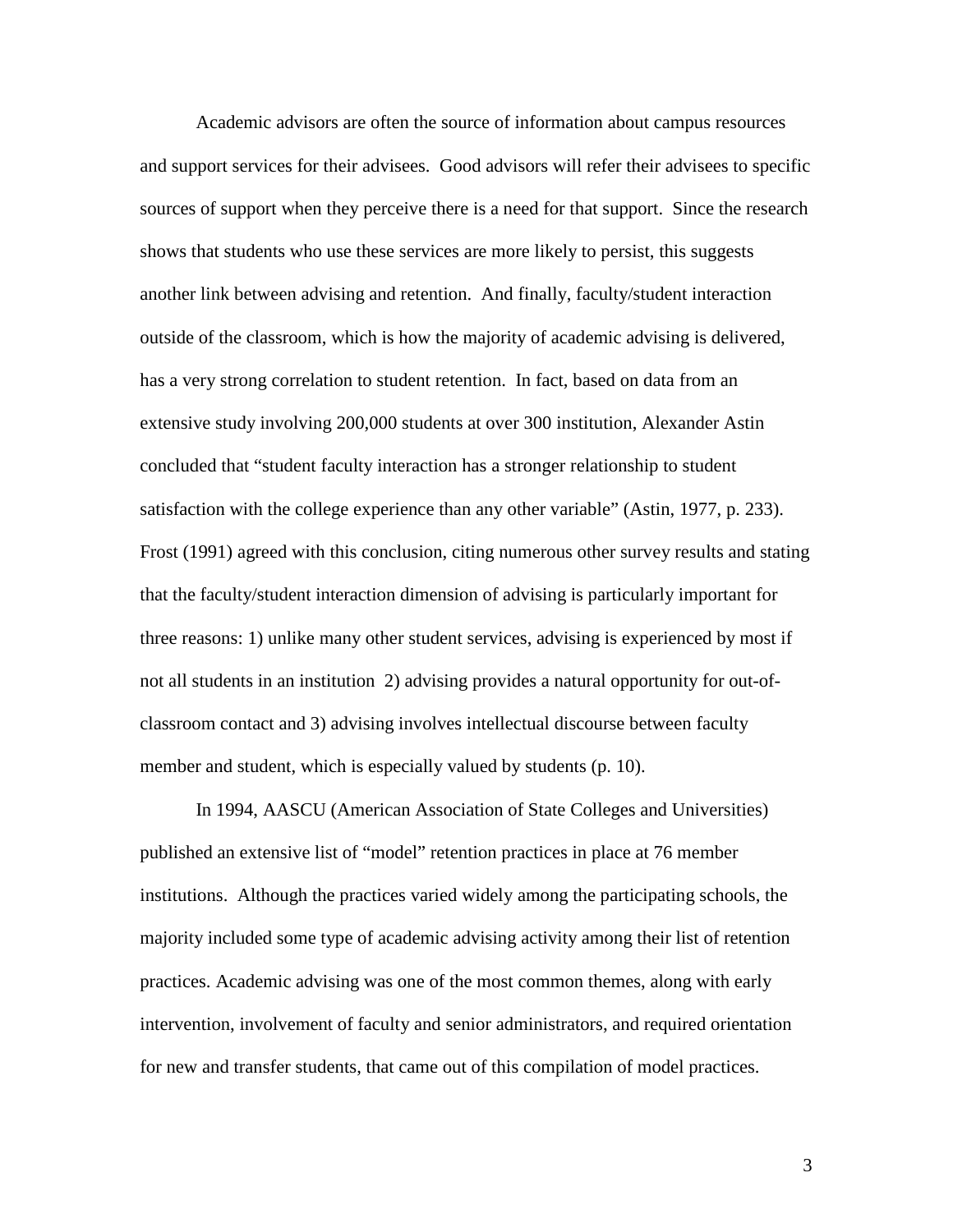Academic advisors are often the source of information about campus resources and support services for their advisees. Good advisors will refer their advisees to specific sources of support when they perceive there is a need for that support. Since the research shows that students who use these services are more likely to persist, this suggests another link between advising and retention. And finally, faculty/student interaction outside of the classroom, which is how the majority of academic advising is delivered, has a very strong correlation to student retention. In fact, based on data from an extensive study involving 200,000 students at over 300 institution, Alexander Astin concluded that "student faculty interaction has a stronger relationship to student satisfaction with the college experience than any other variable" (Astin, 1977, p. 233). Frost (1991) agreed with this conclusion, citing numerous other survey results and stating that the faculty/student interaction dimension of advising is particularly important for three reasons: 1) unlike many other student services, advising is experienced by most if not all students in an institution 2) advising provides a natural opportunity for out-of-classroom contact and 3) advising involves intellectual discourse between faculty member and student, which is especially valued by students (p. 10).

In 1994, AASCU (American Association of State Colleges and Universities) published an extensive list of "model" retention practices in place at 76 member institutions. Although the practices varied widely among the participating schools, the majority included some type of academic advising activity among their list of retention practices. Academic advising was one of the most common themes, along with early intervention, involvement of faculty and senior administrators, and required orientation for new and transfer students, that came out of this compilation of model practices.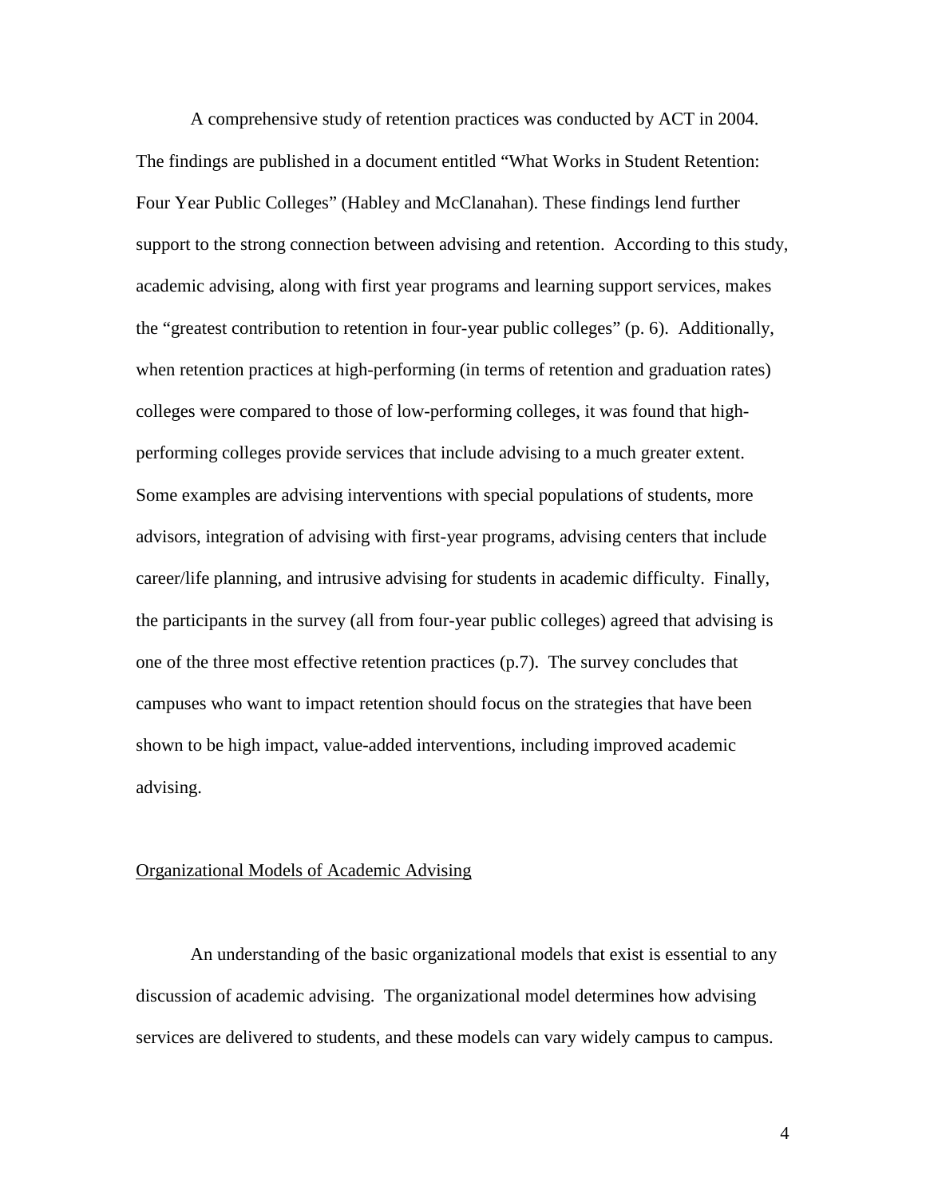A comprehensive study of retention practices was conducted by ACT in 2004. The findings are published in a document entitled "What Works in Student Retention: Four Year Public Colleges" (Habley and McClanahan). These findings lend further support to the strong connection between advising and retention. According to this study, academic advising, along with first year programs and learning support services, makes the "greatest contribution to retention in four-year public colleges" (p. 6). Additionally, when retention practices at high-performing (in terms of retention and graduation rates) colleges were compared to those of low-performing colleges, it was found that high-performing colleges provide services that include advising to a much greater extent. Some examples are advising interventions with special populations of students, more advisors, integration of advising with first-year programs, advising centers that include career/life planning, and intrusive advising for students in academic difficulty. Finally, the participants in the survey (all from four-year public colleges) agreed that advising is one of the three most effective retention practices (p.7). The survey concludes that campuses who want to impact retention should focus on the strategies that have been shown to be high impact, value-added interventions, including improved academic advising.

## Organizational Models of Academic Advising

An understanding of the basic organizational models that exist is essential to any discussion of academic advising. The organizational model determines how advising services are delivered to students, and these models can vary widely campus to campus.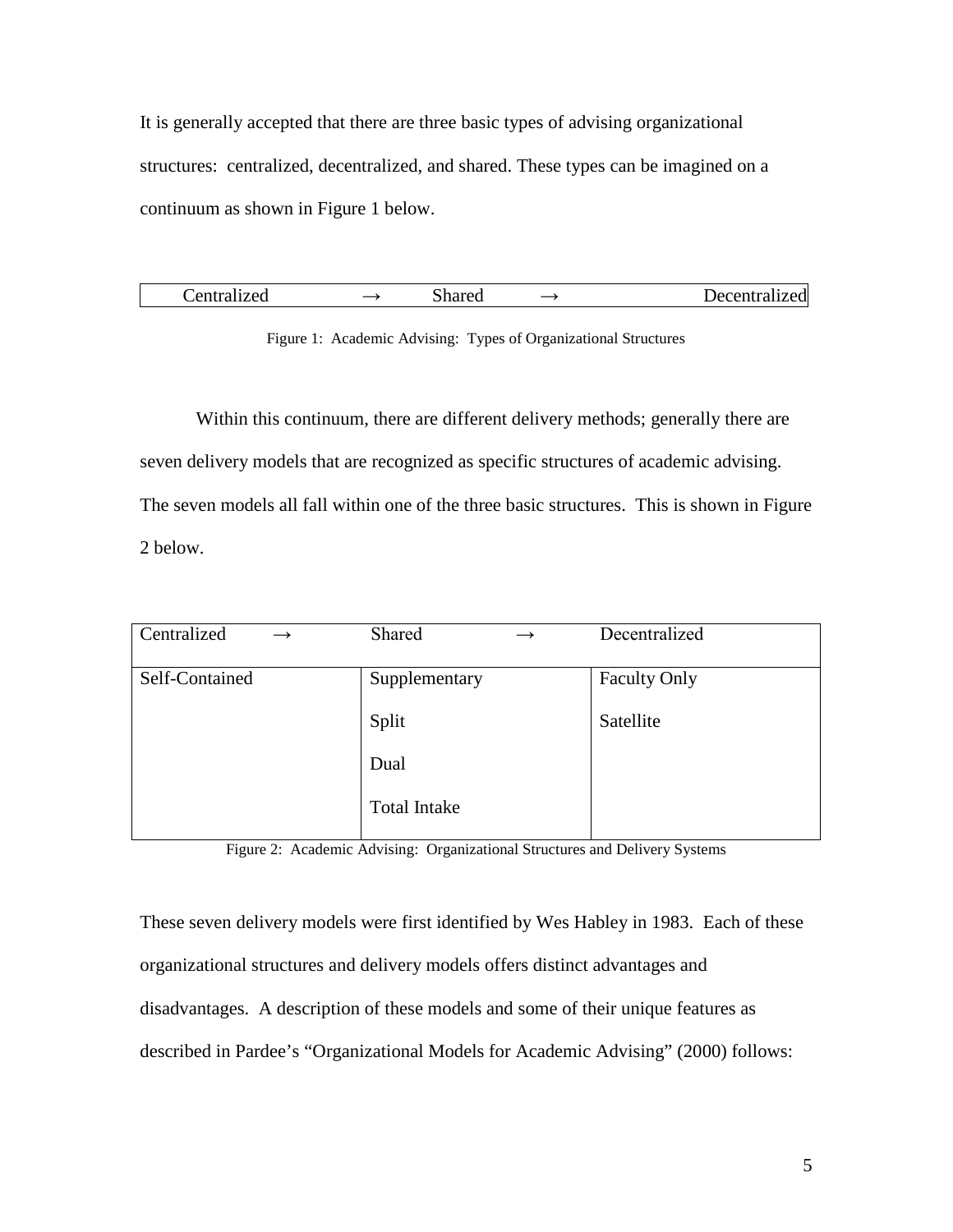It is generally accepted that there are three basic types of advising organizational structures: centralized, decentralized, and shared. These types can be imagined on a continuum as shown in Figure 1 below.

| Centralized → Shared → Decentralized |
|---|

Figure 1: Academic Advising: Types of Organizational Structures

Within this continuum, there are different delivery methods; generally there are seven delivery models that are recognized as specific structures of academic advising. The seven models all fall within one of the three basic structures. This is shown in Figure 2 below.

| Centralized → | Shared → | Decentralized |
|---|---|---|
| Self-Contained | Supplementary | Faculty Only |
| | Split | Satellite |
| | Dual | |
| | Total Intake | |

Figure 2: Academic Advising: Organizational Structures and Delivery Systems

These seven delivery models were first identified by Wes Habley in 1983. Each of these organizational structures and delivery models offers distinct advantages and disadvantages. A description of these models and some of their unique features as described in Pardee's "Organizational Models for Academic Advising" (2000) follows: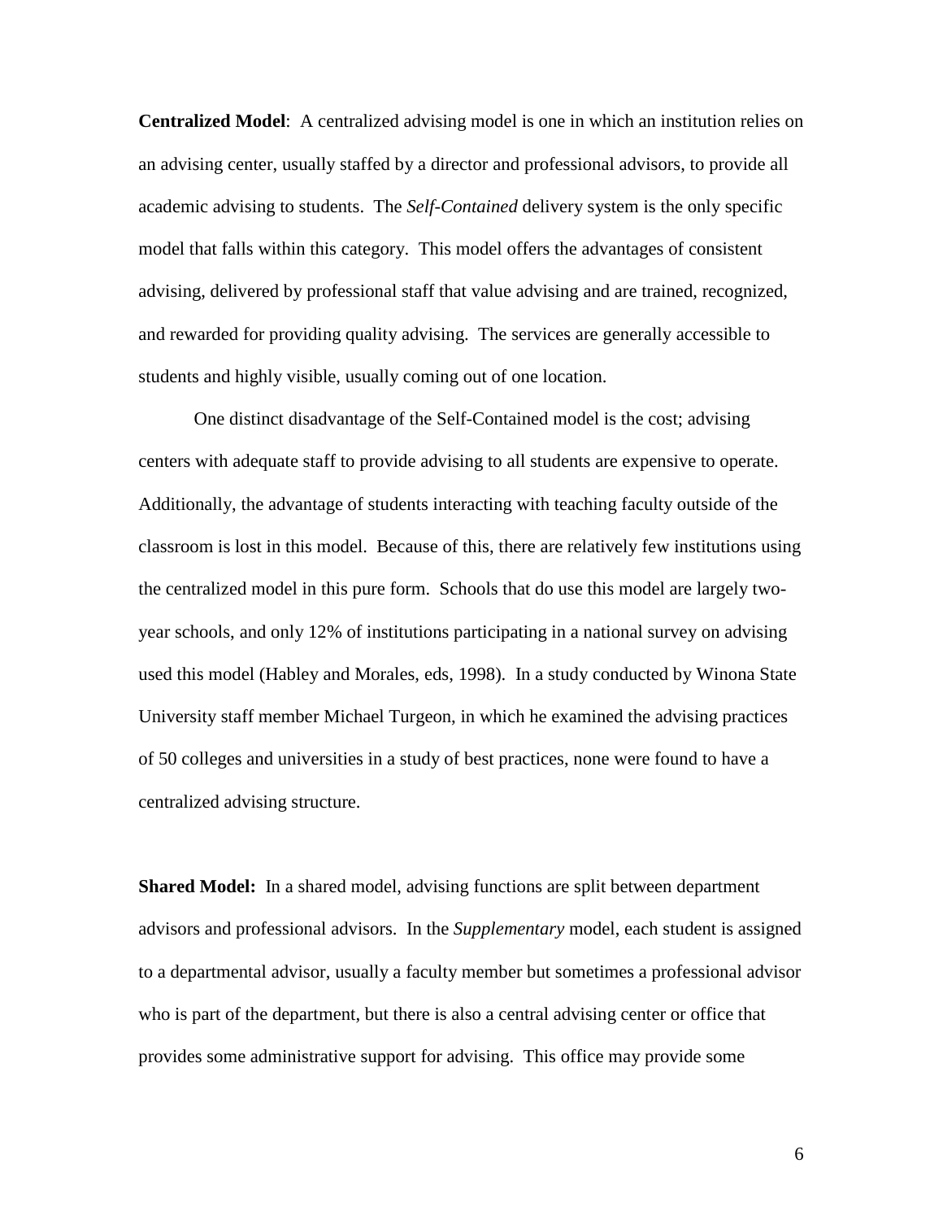**Centralized Model**: A centralized advising model is one in which an institution relies on an advising center, usually staffed by a director and professional advisors, to provide all academic advising to students. The *Self-Contained* delivery system is the only specific model that falls within this category. This model offers the advantages of consistent advising, delivered by professional staff that value advising and are trained, recognized, and rewarded for providing quality advising. The services are generally accessible to students and highly visible, usually coming out of one location.

One distinct disadvantage of the Self-Contained model is the cost; advising centers with adequate staff to provide advising to all students are expensive to operate. Additionally, the advantage of students interacting with teaching faculty outside of the classroom is lost in this model. Because of this, there are relatively few institutions using the centralized model in this pure form. Schools that do use this model are largely two-year schools, and only 12% of institutions participating in a national survey on advising used this model (Habley and Morales, eds, 1998). In a study conducted by Winona State University staff member Michael Turgeon, in which he examined the advising practices of 50 colleges and universities in a study of best practices, none were found to have a centralized advising structure.

**Shared Model:** In a shared model, advising functions are split between department advisors and professional advisors. In the *Supplementary* model, each student is assigned to a departmental advisor, usually a faculty member but sometimes a professional advisor who is part of the department, but there is also a central advising center or office that provides some administrative support for advising. This office may provide some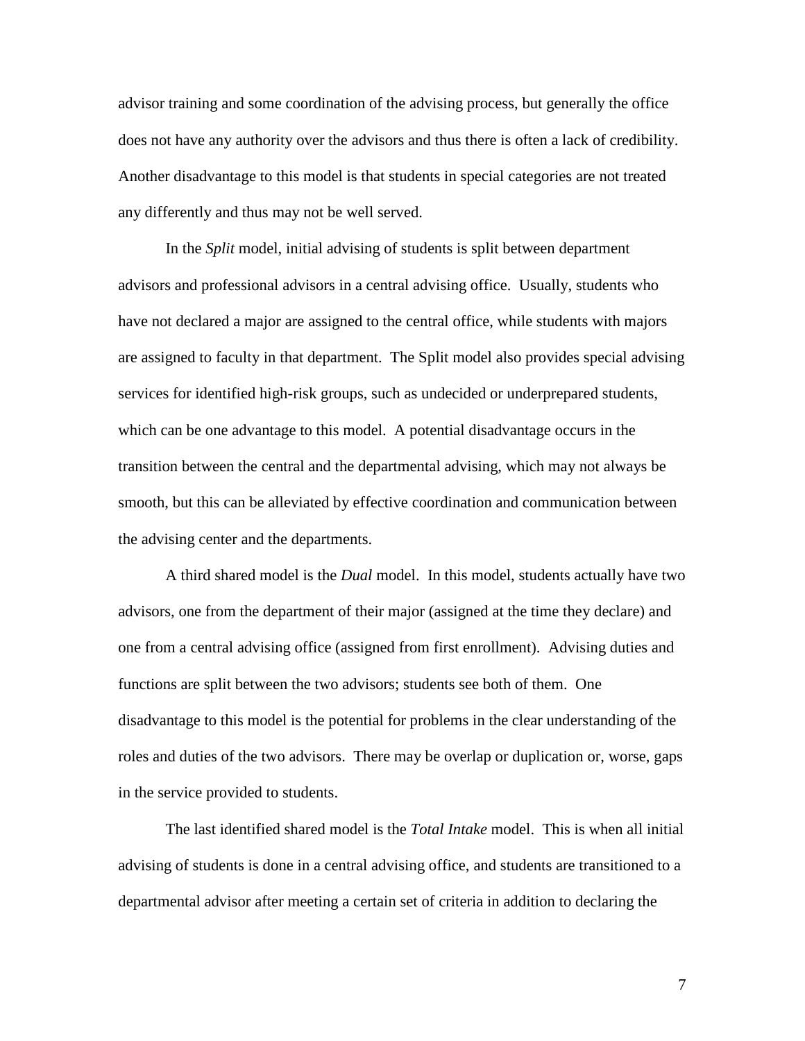advisor training and some coordination of the advising process, but generally the office does not have any authority over the advisors and thus there is often a lack of credibility. Another disadvantage to this model is that students in special categories are not treated any differently and thus may not be well served.

In the *Split* model, initial advising of students is split between department advisors and professional advisors in a central advising office. Usually, students who have not declared a major are assigned to the central office, while students with majors are assigned to faculty in that department. The Split model also provides special advising services for identified high-risk groups, such as undecided or underprepared students, which can be one advantage to this model. A potential disadvantage occurs in the transition between the central and the departmental advising, which may not always be smooth, but this can be alleviated by effective coordination and communication between the advising center and the departments.

A third shared model is the *Dual* model. In this model, students actually have two advisors, one from the department of their major (assigned at the time they declare) and one from a central advising office (assigned from first enrollment). Advising duties and functions are split between the two advisors; students see both of them. One disadvantage to this model is the potential for problems in the clear understanding of the roles and duties of the two advisors. There may be overlap or duplication or, worse, gaps in the service provided to students.

The last identified shared model is the *Total Intake* model. This is when all initial advising of students is done in a central advising office, and students are transitioned to a departmental advisor after meeting a certain set of criteria in addition to declaring the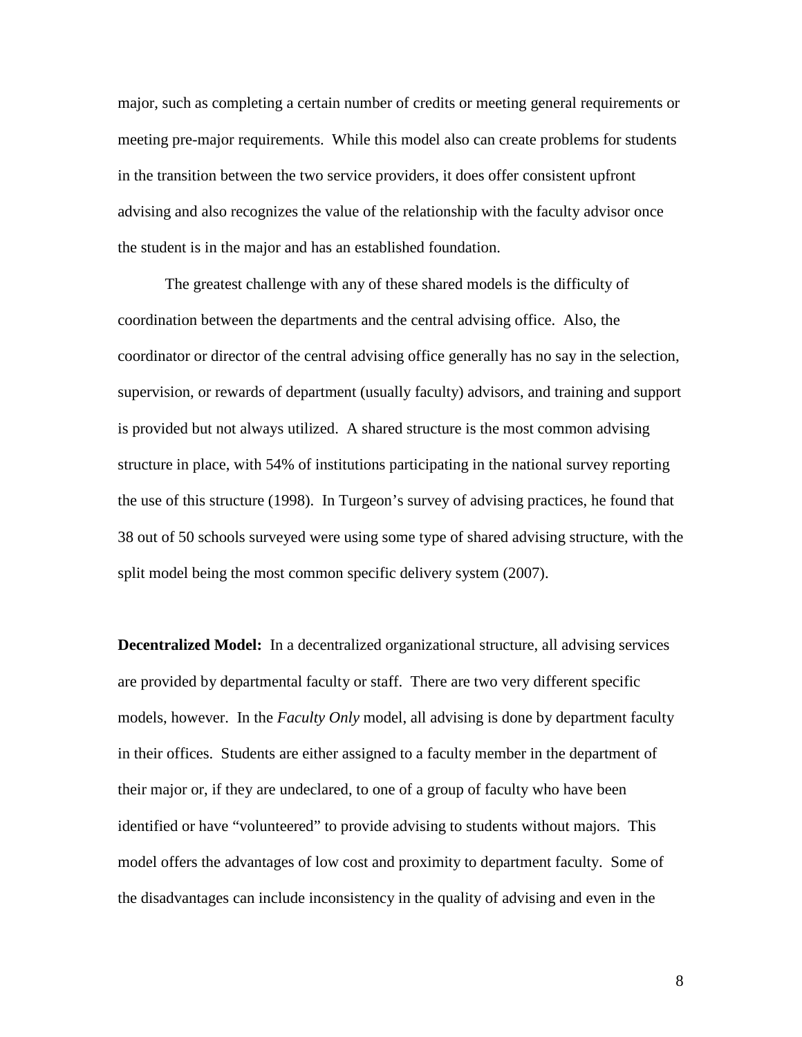major, such as completing a certain number of credits or meeting general requirements or meeting pre-major requirements. While this model also can create problems for students in the transition between the two service providers, it does offer consistent upfront advising and also recognizes the value of the relationship with the faculty advisor once the student is in the major and has an established foundation.

The greatest challenge with any of these shared models is the difficulty of coordination between the departments and the central advising office. Also, the coordinator or director of the central advising office generally has no say in the selection, supervision, or rewards of department (usually faculty) advisors, and training and support is provided but not always utilized. A shared structure is the most common advising structure in place, with 54% of institutions participating in the national survey reporting the use of this structure (1998). In Turgeon's survey of advising practices, he found that 38 out of 50 schools surveyed were using some type of shared advising structure, with the split model being the most common specific delivery system (2007).

**Decentralized Model:** In a decentralized organizational structure, all advising services are provided by departmental faculty or staff. There are two very different specific models, however. In the *Faculty Only* model, all advising is done by department faculty in their offices. Students are either assigned to a faculty member in the department of their major or, if they are undeclared, to one of a group of faculty who have been identified or have "volunteered" to provide advising to students without majors. This model offers the advantages of low cost and proximity to department faculty. Some of the disadvantages can include inconsistency in the quality of advising and even in the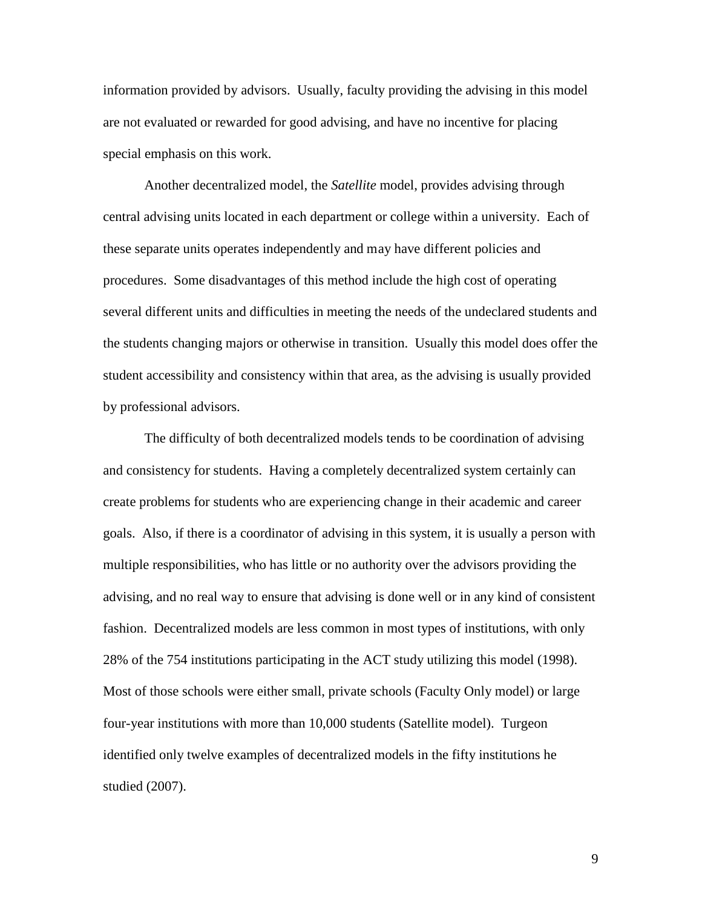information provided by advisors. Usually, faculty providing the advising in this model are not evaluated or rewarded for good advising, and have no incentive for placing special emphasis on this work.

Another decentralized model, the *Satellite* model, provides advising through central advising units located in each department or college within a university. Each of these separate units operates independently and may have different policies and procedures. Some disadvantages of this method include the high cost of operating several different units and difficulties in meeting the needs of the undeclared students and the students changing majors or otherwise in transition. Usually this model does offer the student accessibility and consistency within that area, as the advising is usually provided by professional advisors.

The difficulty of both decentralized models tends to be coordination of advising and consistency for students. Having a completely decentralized system certainly can create problems for students who are experiencing change in their academic and career goals. Also, if there is a coordinator of advising in this system, it is usually a person with multiple responsibilities, who has little or no authority over the advisors providing the advising, and no real way to ensure that advising is done well or in any kind of consistent fashion. Decentralized models are less common in most types of institutions, with only 28% of the 754 institutions participating in the ACT study utilizing this model (1998). Most of those schools were either small, private schools (Faculty Only model) or large four-year institutions with more than 10,000 students (Satellite model). Turgeon identified only twelve examples of decentralized models in the fifty institutions he studied (2007).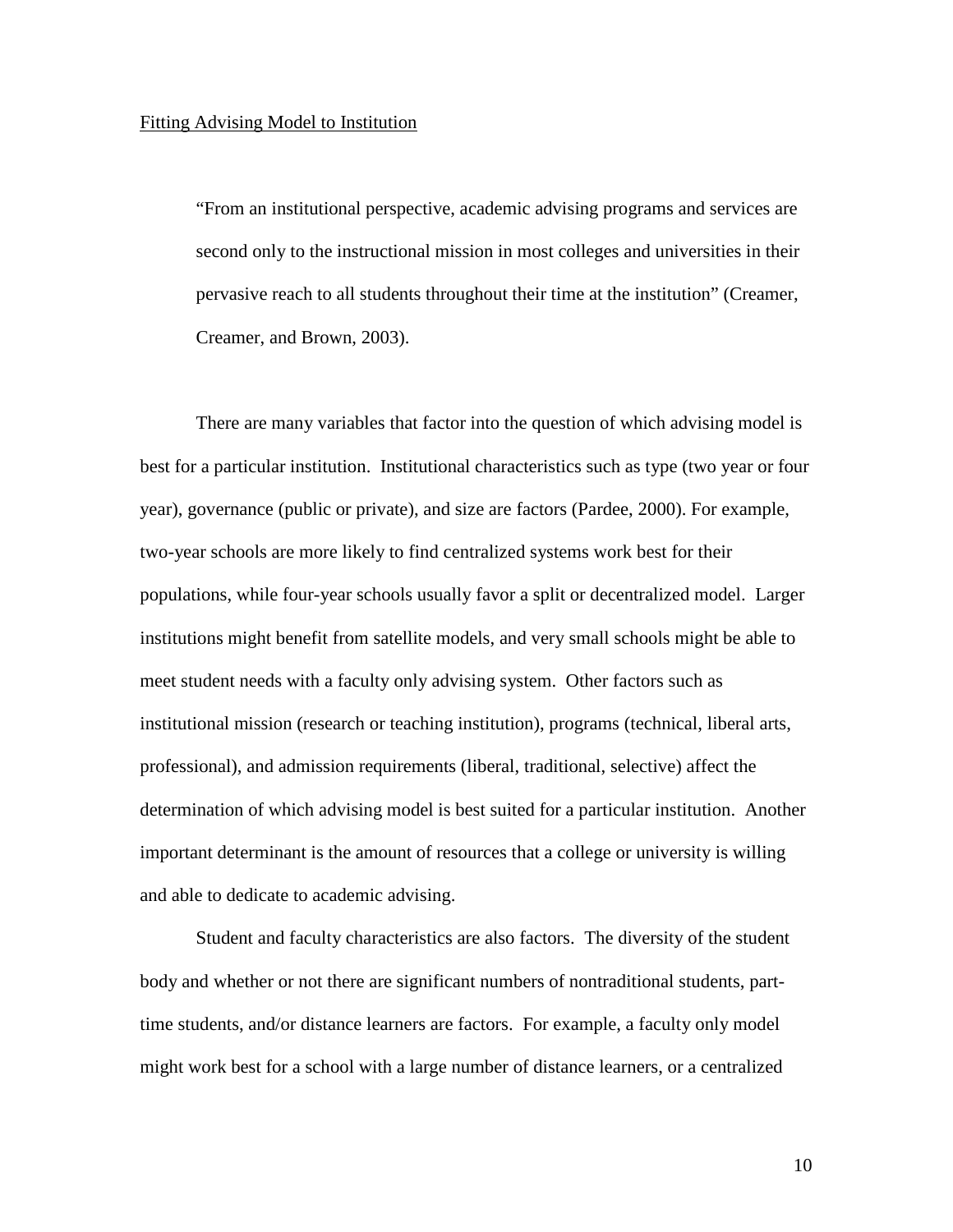Fitting Advising Model to Institution

> "From an institutional perspective, academic advising programs and services are second only to the instructional mission in most colleges and universities in their pervasive reach to all students throughout their time at the institution" (Creamer, Creamer, and Brown, 2003).

There are many variables that factor into the question of which advising model is best for a particular institution. Institutional characteristics such as type (two year or four year), governance (public or private), and size are factors (Pardee, 2000). For example, two-year schools are more likely to find centralized systems work best for their populations, while four-year schools usually favor a split or decentralized model. Larger institutions might benefit from satellite models, and very small schools might be able to meet student needs with a faculty only advising system. Other factors such as institutional mission (research or teaching institution), programs (technical, liberal arts, professional), and admission requirements (liberal, traditional, selective) affect the determination of which advising model is best suited for a particular institution. Another important determinant is the amount of resources that a college or university is willing and able to dedicate to academic advising.

Student and faculty characteristics are also factors. The diversity of the student body and whether or not there are significant numbers of nontraditional students, part-time students, and/or distance learners are factors. For example, a faculty only model might work best for a school with a large number of distance learners, or a centralized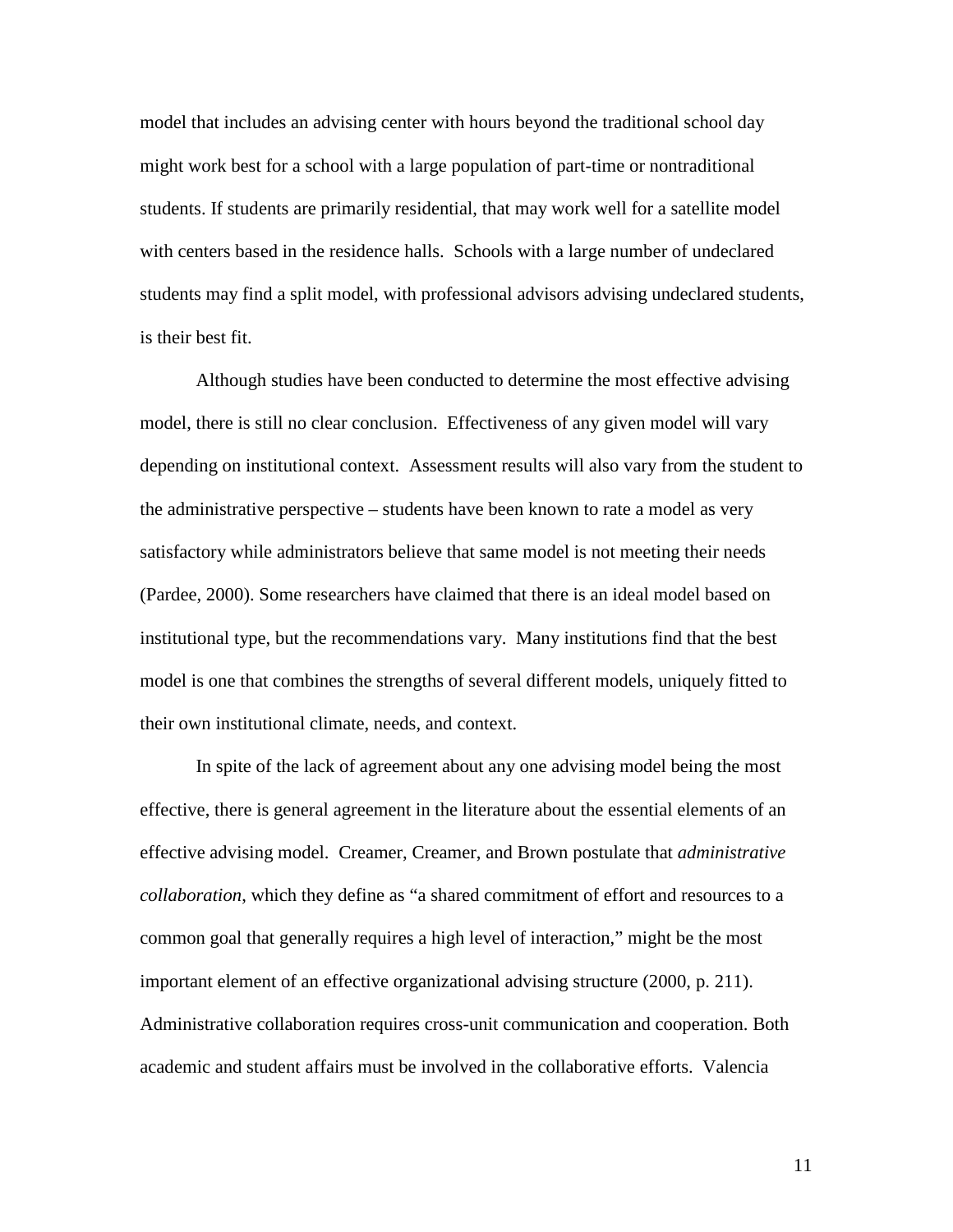model that includes an advising center with hours beyond the traditional school day might work best for a school with a large population of part-time or nontraditional students. If students are primarily residential, that may work well for a satellite model with centers based in the residence halls. Schools with a large number of undeclared students may find a split model, with professional advisors advising undeclared students, is their best fit.

Although studies have been conducted to determine the most effective advising model, there is still no clear conclusion. Effectiveness of any given model will vary depending on institutional context. Assessment results will also vary from the student to the administrative perspective – students have been known to rate a model as very satisfactory while administrators believe that same model is not meeting their needs (Pardee, 2000). Some researchers have claimed that there is an ideal model based on institutional type, but the recommendations vary. Many institutions find that the best model is one that combines the strengths of several different models, uniquely fitted to their own institutional climate, needs, and context.

In spite of the lack of agreement about any one advising model being the most effective, there is general agreement in the literature about the essential elements of an effective advising model. Creamer, Creamer, and Brown postulate that *administrative collaboration*, which they define as "a shared commitment of effort and resources to a common goal that generally requires a high level of interaction," might be the most important element of an effective organizational advising structure (2000, p. 211). Administrative collaboration requires cross-unit communication and cooperation. Both academic and student affairs must be involved in the collaborative efforts. Valencia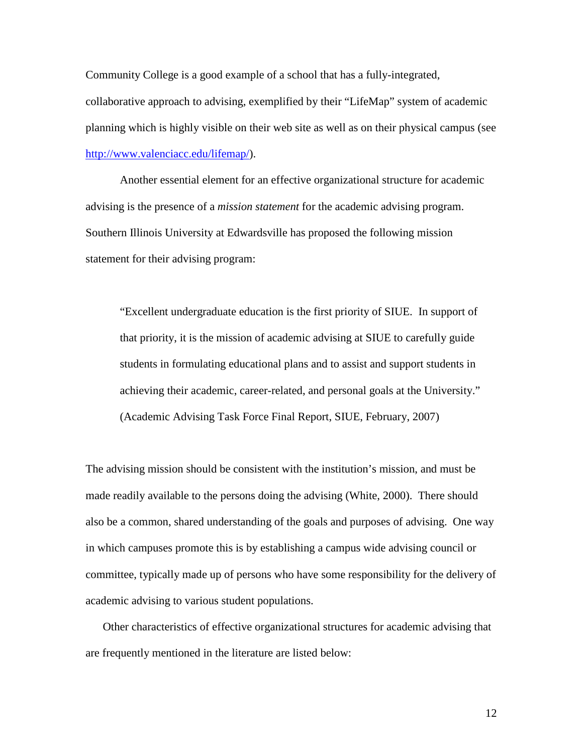Community College is a good example of a school that has a fully-integrated, collaborative approach to advising, exemplified by their "LifeMap" system of academic planning which is highly visible on their web site as well as on their physical campus (see [http://www.valenciacc.edu/lifemap/](http://www.valenciacc.edu/lifemap/)).

Another essential element for an effective organizational structure for academic advising is the presence of a *mission statement* for the academic advising program. Southern Illinois University at Edwardsville has proposed the following mission statement for their advising program:

> "Excellent undergraduate education is the first priority of SIUE. In support of that priority, it is the mission of academic advising at SIUE to carefully guide students in formulating educational plans and to assist and support students in achieving their academic, career-related, and personal goals at the University." (Academic Advising Task Force Final Report, SIUE, February, 2007)

The advising mission should be consistent with the institution's mission, and must be made readily available to the persons doing the advising (White, 2000). There should also be a common, shared understanding of the goals and purposes of advising. One way in which campuses promote this is by establishing a campus wide advising council or committee, typically made up of persons who have some responsibility for the delivery of academic advising to various student populations.

Other characteristics of effective organizational structures for academic advising that are frequently mentioned in the literature are listed below: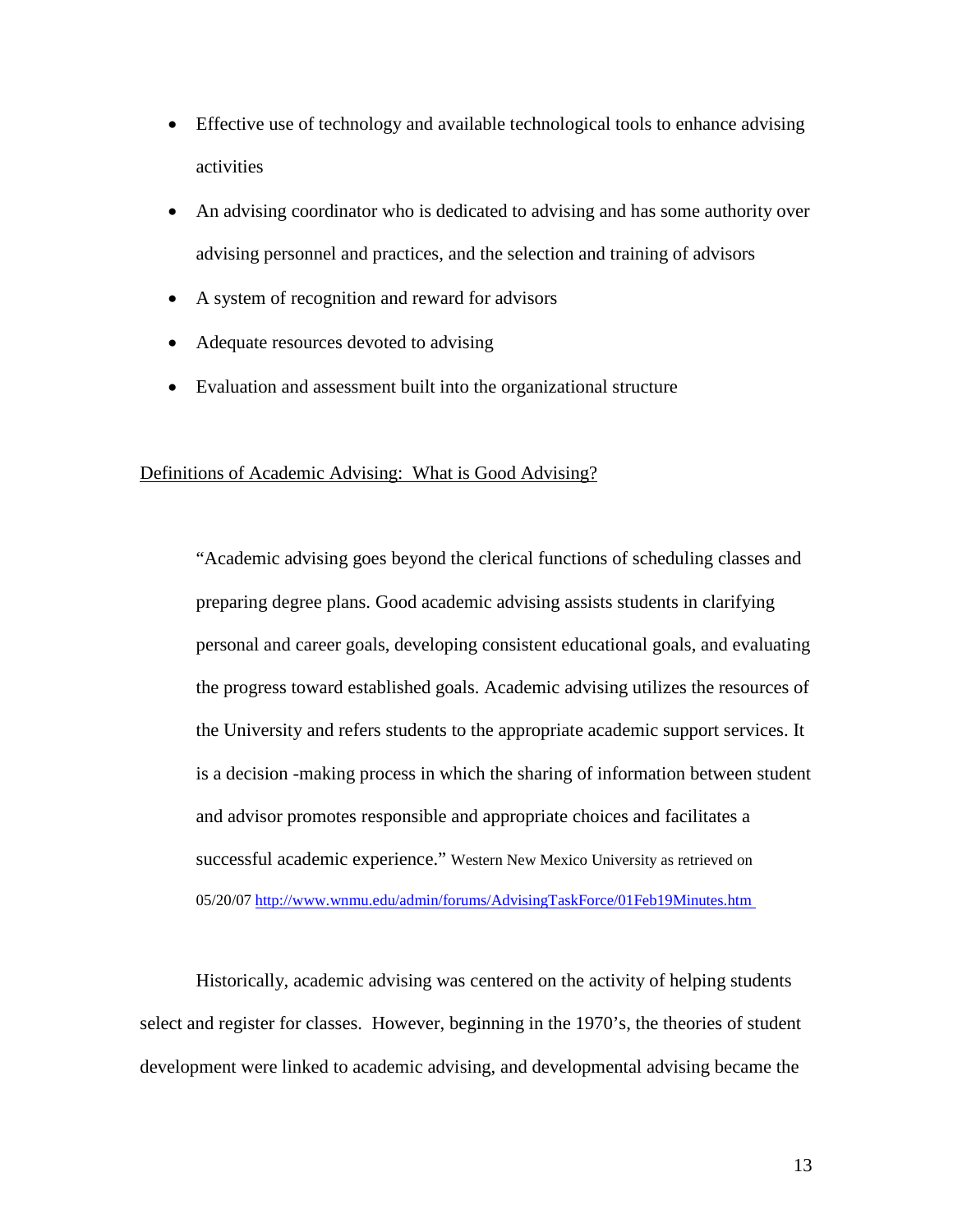- Effective use of technology and available technological tools to enhance advising activities
- An advising coordinator who is dedicated to advising and has some authority over advising personnel and practices, and the selection and training of advisors
- A system of recognition and reward for advisors
- Adequate resources devoted to advising
- Evaluation and assessment built into the organizational structure

Definitions of Academic Advising: What is Good Advising?

> "Academic advising goes beyond the clerical functions of scheduling classes and preparing degree plans. Good academic advising assists students in clarifying personal and career goals, developing consistent educational goals, and evaluating the progress toward established goals. Academic advising utilizes the resources of the University and refers students to the appropriate academic support services. It is a decision -making process in which the sharing of information between student and advisor promotes responsible and appropriate choices and facilitates a successful academic experience." Western New Mexico University as retrieved on 05/20/07 http://www.wnmu.edu/admin/forums/AdvisingTaskForce/01Feb19Minutes.htm

Historically, academic advising was centered on the activity of helping students select and register for classes. However, beginning in the 1970's, the theories of student development were linked to academic advising, and developmental advising became the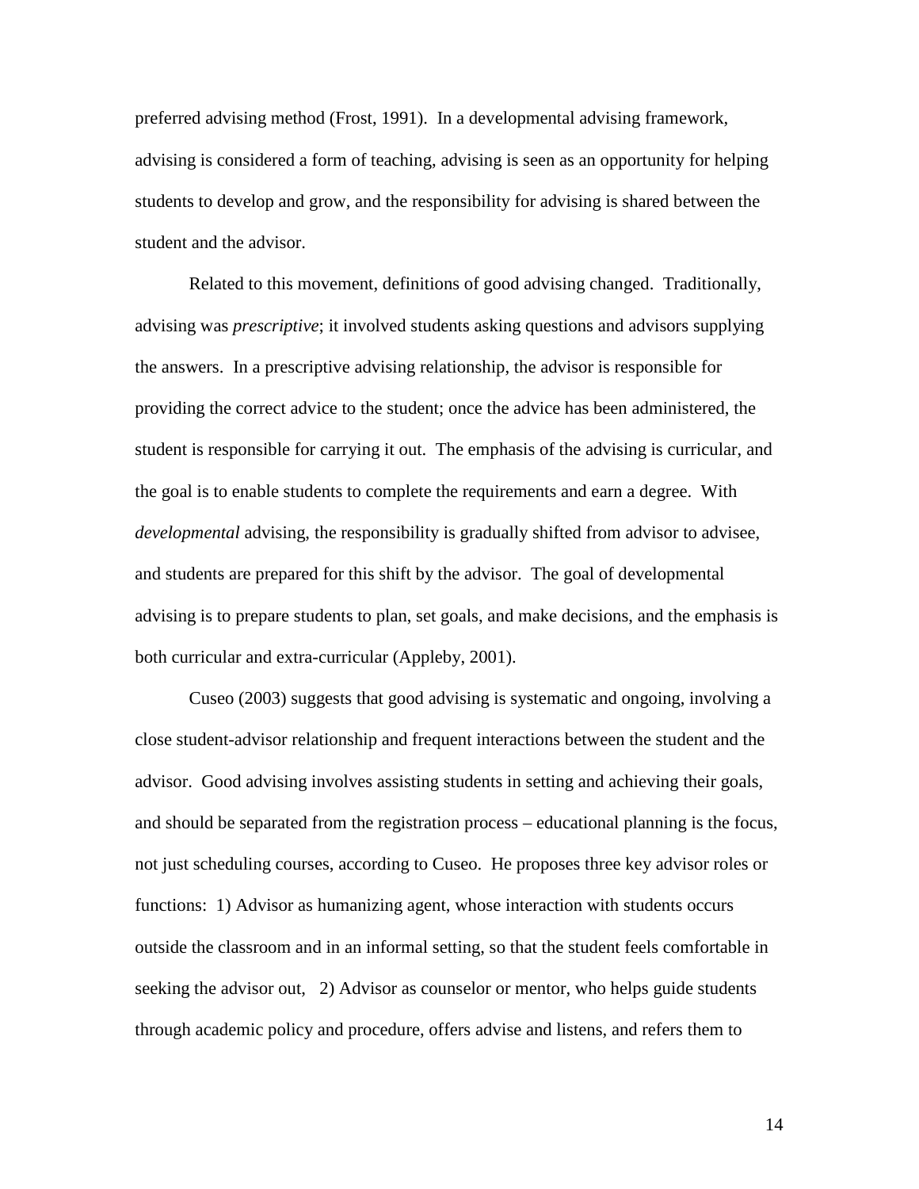preferred advising method (Frost, 1991). In a developmental advising framework, advising is considered a form of teaching, advising is seen as an opportunity for helping students to develop and grow, and the responsibility for advising is shared between the student and the advisor.

Related to this movement, definitions of good advising changed. Traditionally, advising was *prescriptive*; it involved students asking questions and advisors supplying the answers. In a prescriptive advising relationship, the advisor is responsible for providing the correct advice to the student; once the advice has been administered, the student is responsible for carrying it out. The emphasis of the advising is curricular, and the goal is to enable students to complete the requirements and earn a degree. With *developmental* advising, the responsibility is gradually shifted from advisor to advisee, and students are prepared for this shift by the advisor. The goal of developmental advising is to prepare students to plan, set goals, and make decisions, and the emphasis is both curricular and extra-curricular (Appleby, 2001).

Cuseo (2003) suggests that good advising is systematic and ongoing, involving a close student-advisor relationship and frequent interactions between the student and the advisor. Good advising involves assisting students in setting and achieving their goals, and should be separated from the registration process – educational planning is the focus, not just scheduling courses, according to Cuseo. He proposes three key advisor roles or functions: 1) Advisor as humanizing agent, whose interaction with students occurs outside the classroom and in an informal setting, so that the student feels comfortable in seeking the advisor out, 2) Advisor as counselor or mentor, who helps guide students through academic policy and procedure, offers advise and listens, and refers them to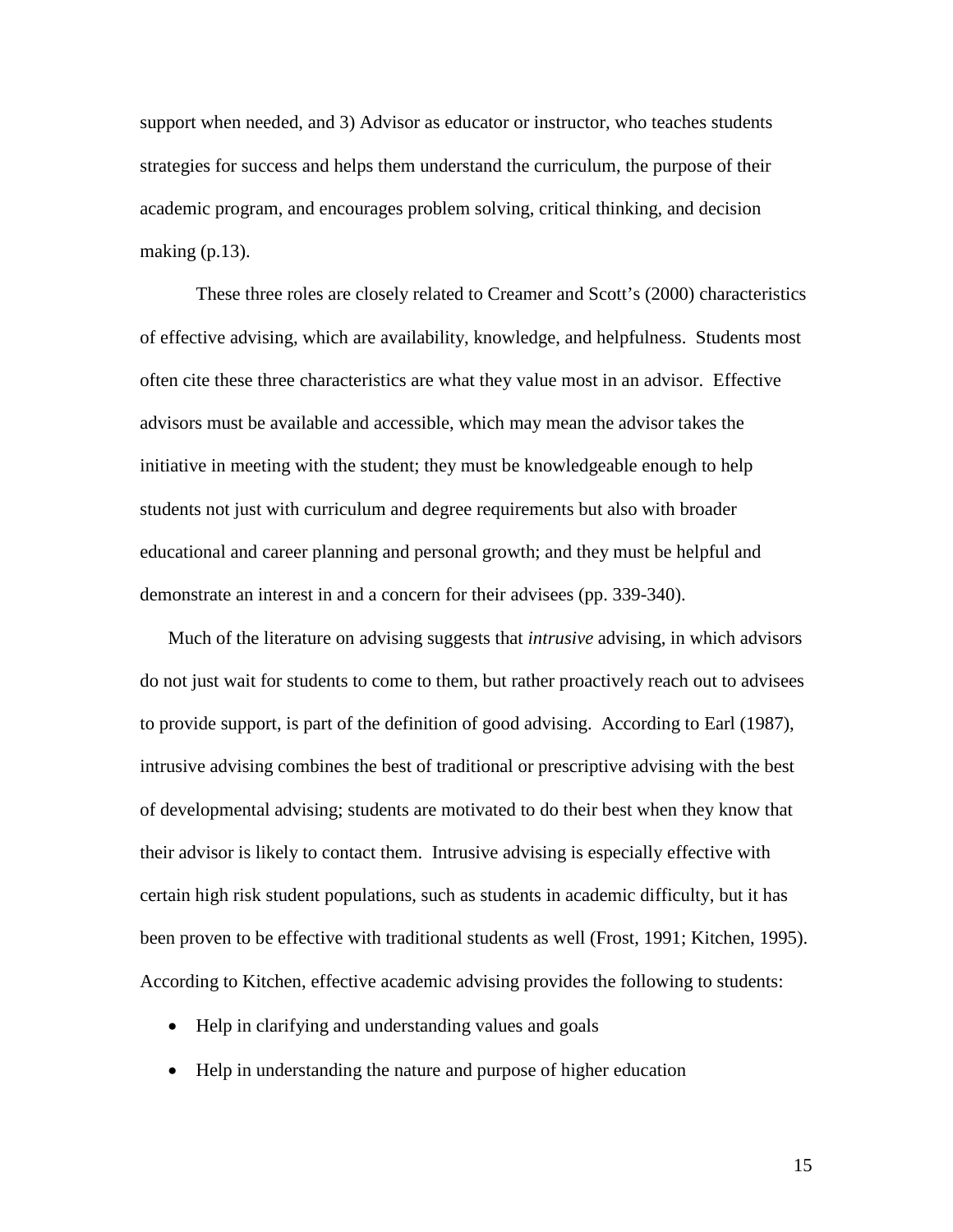support when needed, and 3) Advisor as educator or instructor, who teaches students strategies for success and helps them understand the curriculum, the purpose of their academic program, and encourages problem solving, critical thinking, and decision making (p.13).

These three roles are closely related to Creamer and Scott's (2000) characteristics of effective advising, which are availability, knowledge, and helpfulness. Students most often cite these three characteristics are what they value most in an advisor. Effective advisors must be available and accessible, which may mean the advisor takes the initiative in meeting with the student; they must be knowledgeable enough to help students not just with curriculum and degree requirements but also with broader educational and career planning and personal growth; and they must be helpful and demonstrate an interest in and a concern for their advisees (pp. 339-340).

Much of the literature on advising suggests that *intrusive* advising, in which advisors do not just wait for students to come to them, but rather proactively reach out to advisees to provide support, is part of the definition of good advising. According to Earl (1987), intrusive advising combines the best of traditional or prescriptive advising with the best of developmental advising; students are motivated to do their best when they know that their advisor is likely to contact them. Intrusive advising is especially effective with certain high risk student populations, such as students in academic difficulty, but it has been proven to be effective with traditional students as well (Frost, 1991; Kitchen, 1995). According to Kitchen, effective academic advising provides the following to students:

- Help in clarifying and understanding values and goals
- Help in understanding the nature and purpose of higher education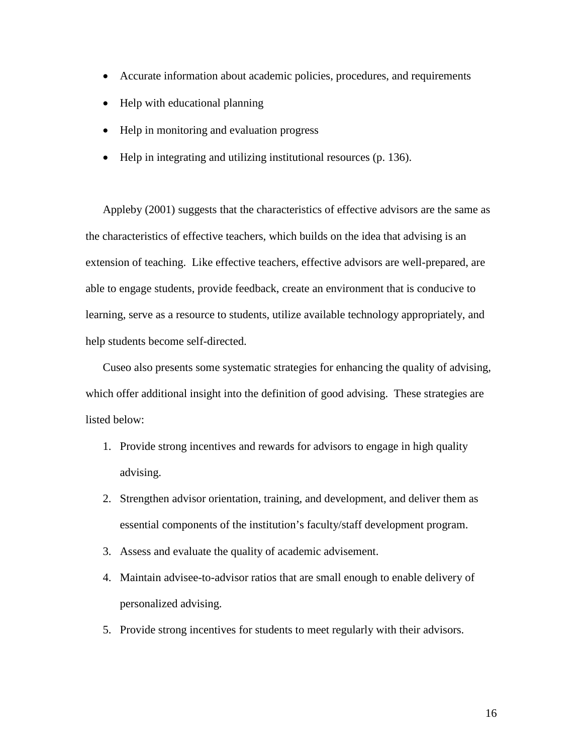- Accurate information about academic policies, procedures, and requirements
- Help with educational planning
- Help in monitoring and evaluation progress
- Help in integrating and utilizing institutional resources (p. 136).

Appleby (2001) suggests that the characteristics of effective advisors are the same as the characteristics of effective teachers, which builds on the idea that advising is an extension of teaching. Like effective teachers, effective advisors are well-prepared, are able to engage students, provide feedback, create an environment that is conducive to learning, serve as a resource to students, utilize available technology appropriately, and help students become self-directed.

Cuseo also presents some systematic strategies for enhancing the quality of advising, which offer additional insight into the definition of good advising. These strategies are listed below:

1. Provide strong incentives and rewards for advisors to engage in high quality advising.
2. Strengthen advisor orientation, training, and development, and deliver them as essential components of the institution's faculty/staff development program.
3. Assess and evaluate the quality of academic advisement.
4. Maintain advisee-to-advisor ratios that are small enough to enable delivery of personalized advising.
5. Provide strong incentives for students to meet regularly with their advisors.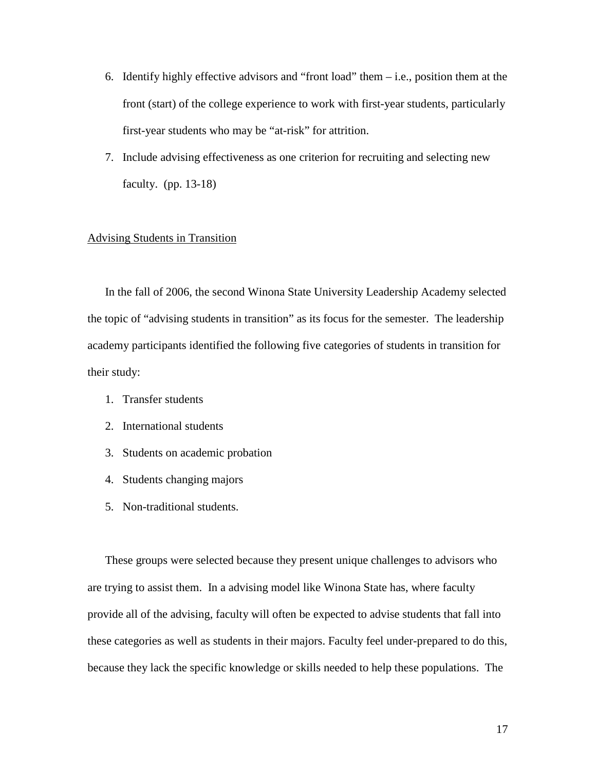6. Identify highly effective advisors and "front load" them – i.e., position them at the front (start) of the college experience to work with first-year students, particularly first-year students who may be "at-risk" for attrition.
7. Include advising effectiveness as one criterion for recruiting and selecting new faculty. (pp. 13-18)

<u>Advising Students in Transition</u>

In the fall of 2006, the second Winona State University Leadership Academy selected the topic of "advising students in transition" as its focus for the semester. The leadership academy participants identified the following five categories of students in transition for their study:

1. Transfer students
2. International students
3. Students on academic probation
4. Students changing majors
5. Non-traditional students.

These groups were selected because they present unique challenges to advisors who are trying to assist them. In a advising model like Winona State has, where faculty provide all of the advising, faculty will often be expected to advise students that fall into these categories as well as students in their majors. Faculty feel under-prepared to do this, because they lack the specific knowledge or skills needed to help these populations. The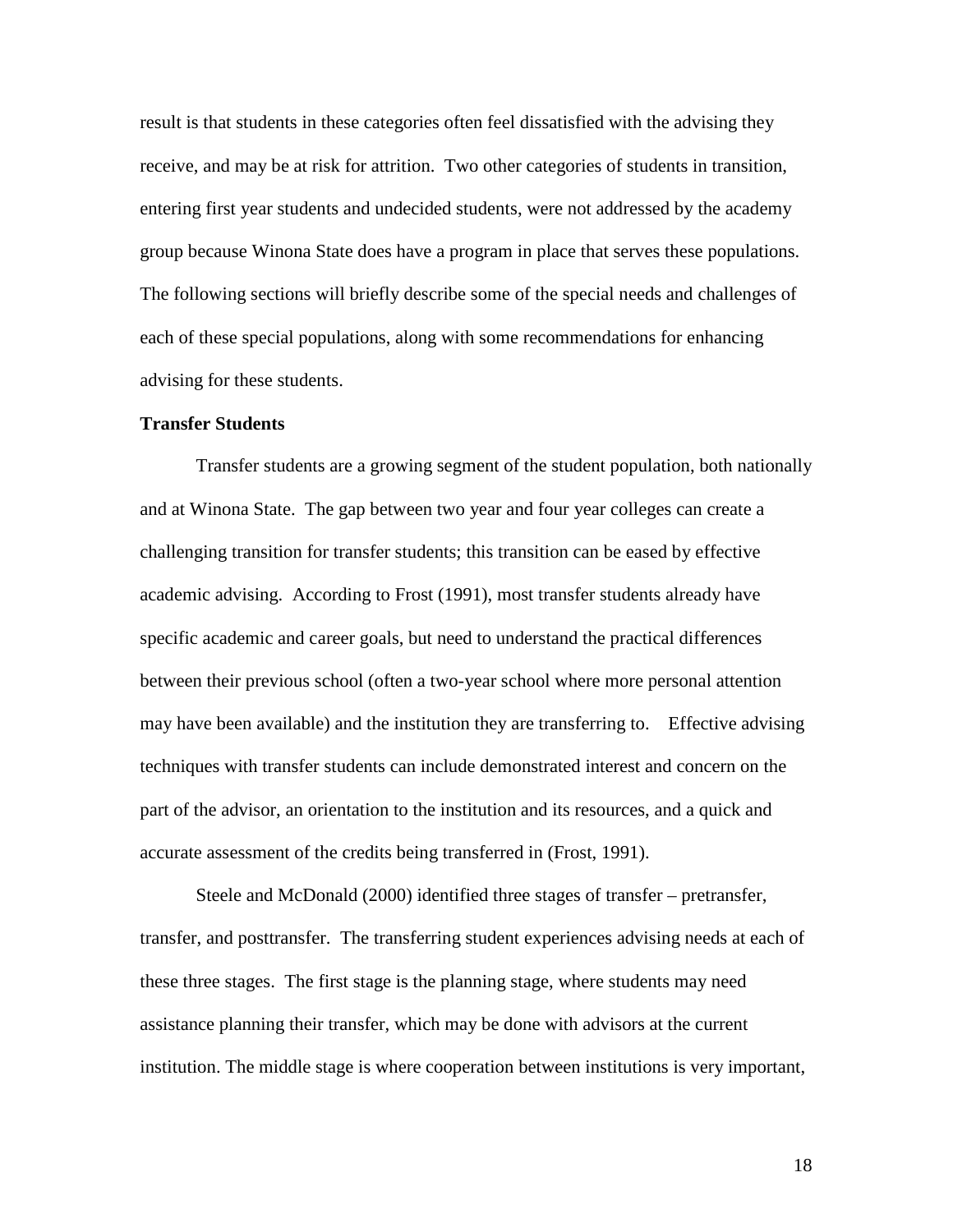result is that students in these categories often feel dissatisfied with the advising they receive, and may be at risk for attrition. Two other categories of students in transition, entering first year students and undecided students, were not addressed by the academy group because Winona State does have a program in place that serves these populations. The following sections will briefly describe some of the special needs and challenges of each of these special populations, along with some recommendations for enhancing advising for these students.

**Transfer Students**

Transfer students are a growing segment of the student population, both nationally and at Winona State. The gap between two year and four year colleges can create a challenging transition for transfer students; this transition can be eased by effective academic advising. According to Frost (1991), most transfer students already have specific academic and career goals, but need to understand the practical differences between their previous school (often a two-year school where more personal attention may have been available) and the institution they are transferring to. Effective advising techniques with transfer students can include demonstrated interest and concern on the part of the advisor, an orientation to the institution and its resources, and a quick and accurate assessment of the credits being transferred in (Frost, 1991).

Steele and McDonald (2000) identified three stages of transfer – pretransfer, transfer, and posttransfer. The transferring student experiences advising needs at each of these three stages. The first stage is the planning stage, where students may need assistance planning their transfer, which may be done with advisors at the current institution. The middle stage is where cooperation between institutions is very important,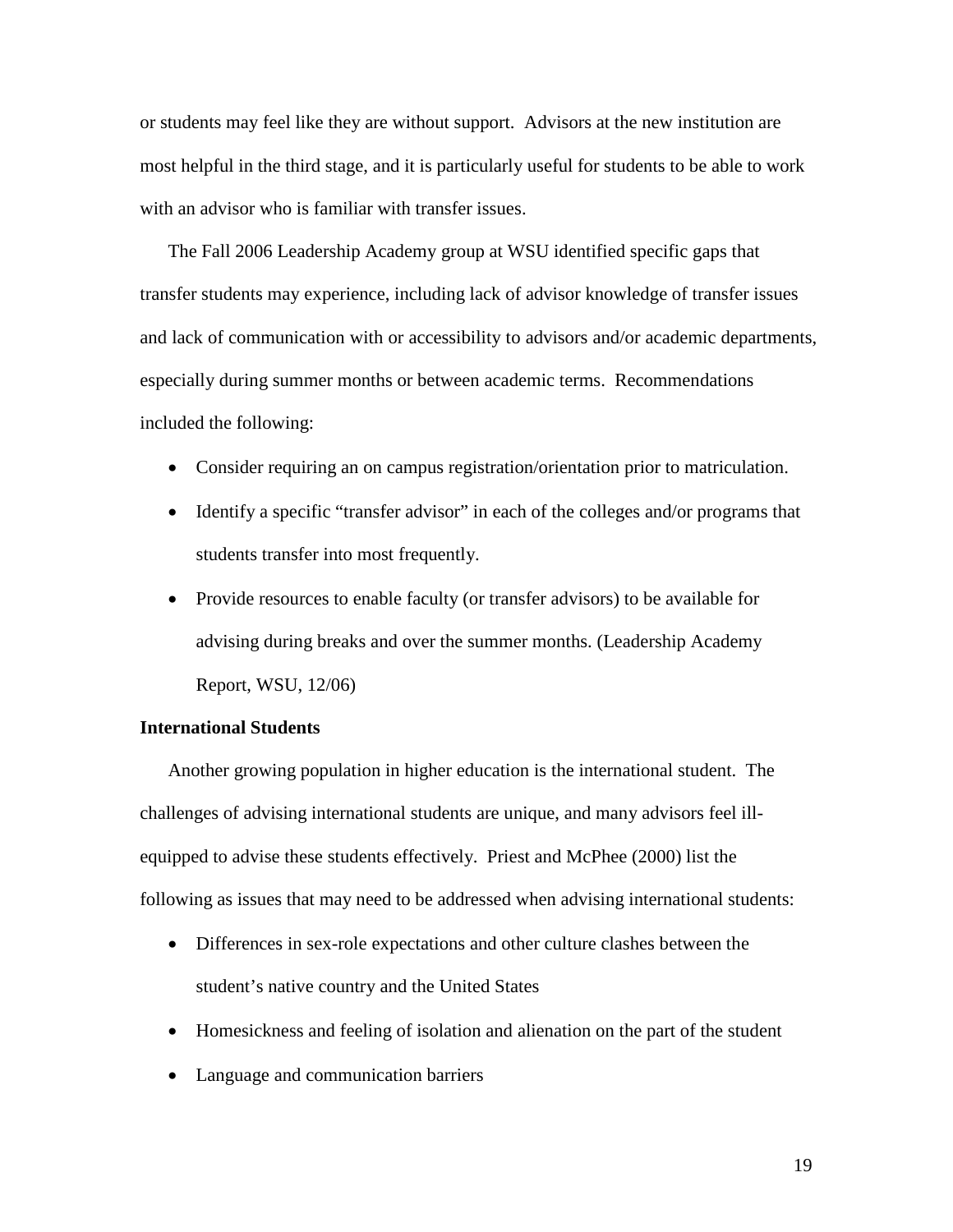or students may feel like they are without support. Advisors at the new institution are most helpful in the third stage, and it is particularly useful for students to be able to work with an advisor who is familiar with transfer issues.

The Fall 2006 Leadership Academy group at WSU identified specific gaps that transfer students may experience, including lack of advisor knowledge of transfer issues and lack of communication with or accessibility to advisors and/or academic departments, especially during summer months or between academic terms. Recommendations included the following:

- Consider requiring an on campus registration/orientation prior to matriculation.
- Identify a specific "transfer advisor" in each of the colleges and/or programs that students transfer into most frequently.
- Provide resources to enable faculty (or transfer advisors) to be available for advising during breaks and over the summer months. (Leadership Academy Report, WSU, 12/06)

**International Students**

Another growing population in higher education is the international student. The challenges of advising international students are unique, and many advisors feel ill-equipped to advise these students effectively. Priest and McPhee (2000) list the following as issues that may need to be addressed when advising international students:

- Differences in sex-role expectations and other culture clashes between the student's native country and the United States
- Homesickness and feeling of isolation and alienation on the part of the student
- Language and communication barriers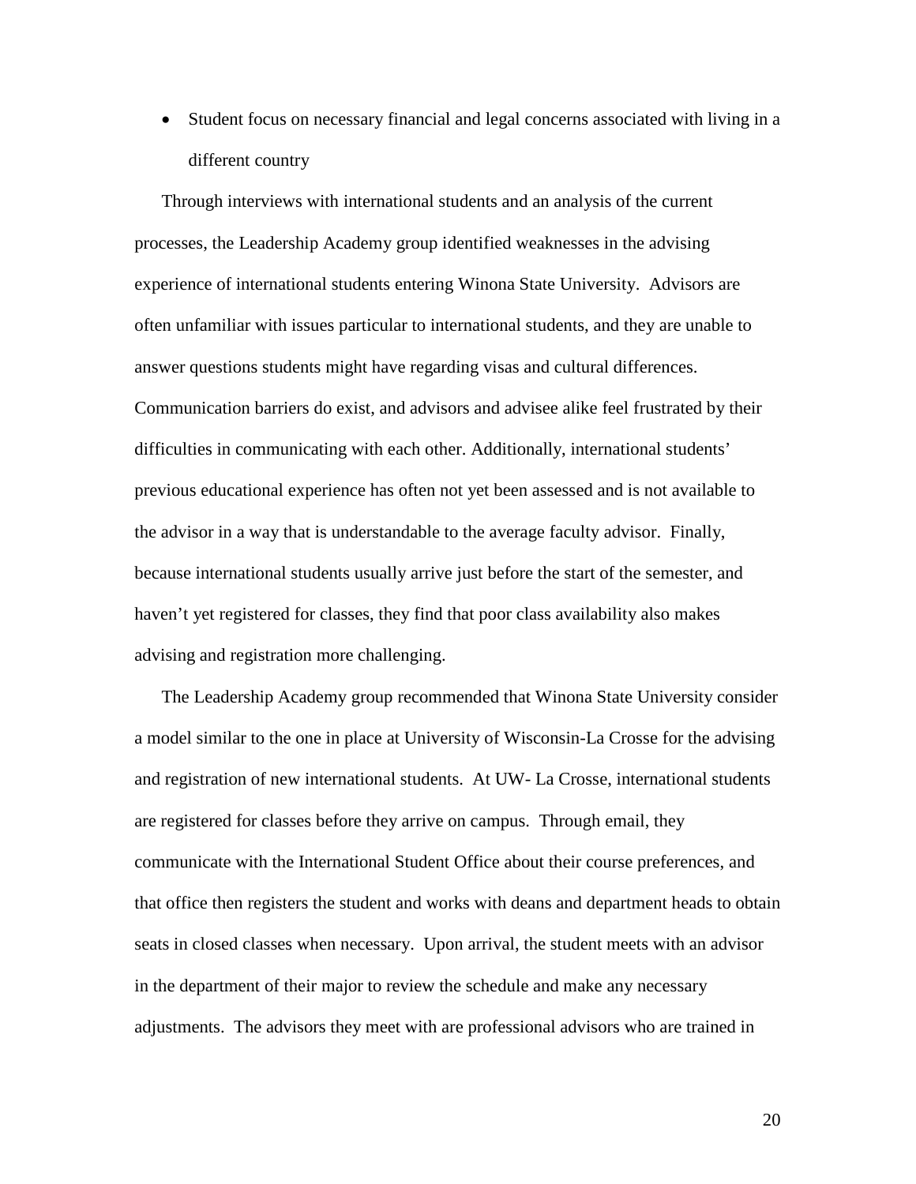- Student focus on necessary financial and legal concerns associated with living in a different country

Through interviews with international students and an analysis of the current processes, the Leadership Academy group identified weaknesses in the advising experience of international students entering Winona State University. Advisors are often unfamiliar with issues particular to international students, and they are unable to answer questions students might have regarding visas and cultural differences. Communication barriers do exist, and advisors and advisee alike feel frustrated by their difficulties in communicating with each other. Additionally, international students' previous educational experience has often not yet been assessed and is not available to the advisor in a way that is understandable to the average faculty advisor. Finally, because international students usually arrive just before the start of the semester, and haven't yet registered for classes, they find that poor class availability also makes advising and registration more challenging.

The Leadership Academy group recommended that Winona State University consider a model similar to the one in place at University of Wisconsin-La Crosse for the advising and registration of new international students. At UW- La Crosse, international students are registered for classes before they arrive on campus. Through email, they communicate with the International Student Office about their course preferences, and that office then registers the student and works with deans and department heads to obtain seats in closed classes when necessary. Upon arrival, the student meets with an advisor in the department of their major to review the schedule and make any necessary adjustments. The advisors they meet with are professional advisors who are trained in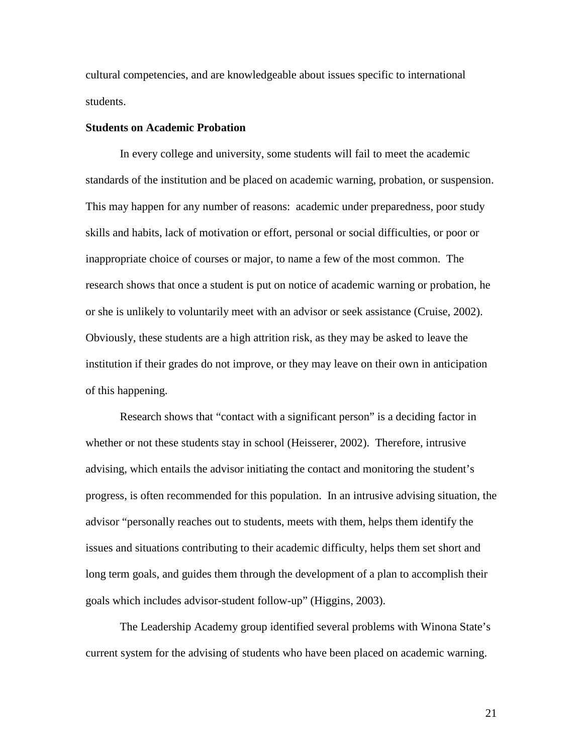cultural competencies, and are knowledgeable about issues specific to international students.

**Students on Academic Probation**

In every college and university, some students will fail to meet the academic standards of the institution and be placed on academic warning, probation, or suspension. This may happen for any number of reasons: academic under preparedness, poor study skills and habits, lack of motivation or effort, personal or social difficulties, or poor or inappropriate choice of courses or major, to name a few of the most common. The research shows that once a student is put on notice of academic warning or probation, he or she is unlikely to voluntarily meet with an advisor or seek assistance (Cruise, 2002). Obviously, these students are a high attrition risk, as they may be asked to leave the institution if their grades do not improve, or they may leave on their own in anticipation of this happening.

Research shows that "contact with a significant person" is a deciding factor in whether or not these students stay in school (Heisserer, 2002). Therefore, intrusive advising, which entails the advisor initiating the contact and monitoring the student's progress, is often recommended for this population. In an intrusive advising situation, the advisor "personally reaches out to students, meets with them, helps them identify the issues and situations contributing to their academic difficulty, helps them set short and long term goals, and guides them through the development of a plan to accomplish their goals which includes advisor-student follow-up" (Higgins, 2003).

The Leadership Academy group identified several problems with Winona State's current system for the advising of students who have been placed on academic warning.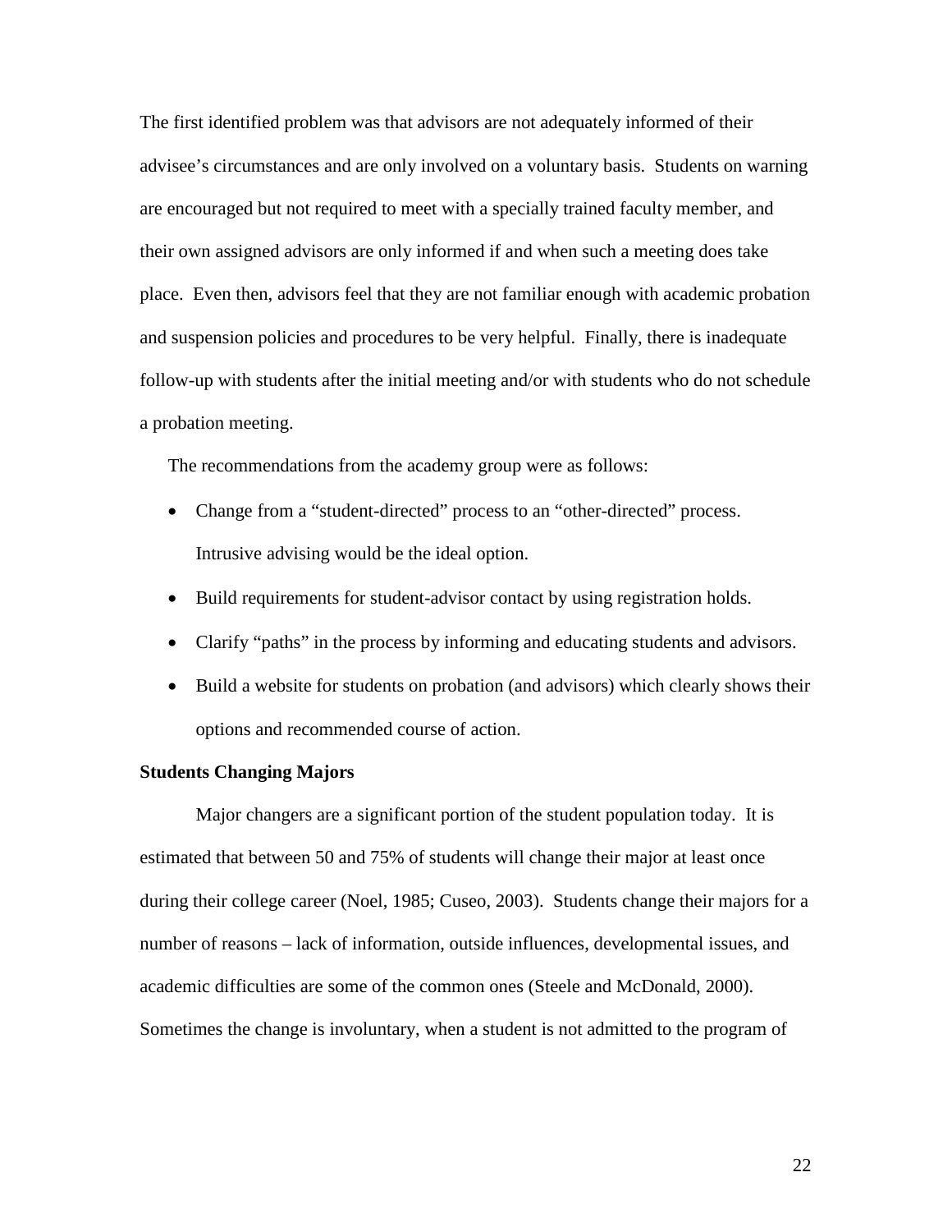The first identified problem was that advisors are not adequately informed of their advisee's circumstances and are only involved on a voluntary basis. Students on warning are encouraged but not required to meet with a specially trained faculty member, and their own assigned advisors are only informed if and when such a meeting does take place. Even then, advisors feel that they are not familiar enough with academic probation and suspension policies and procedures to be very helpful. Finally, there is inadequate follow-up with students after the initial meeting and/or with students who do not schedule a probation meeting.

The recommendations from the academy group were as follows:

- Change from a "student-directed" process to an "other-directed" process. Intrusive advising would be the ideal option.
- Build requirements for student-advisor contact by using registration holds.
- Clarify "paths" in the process by informing and educating students and advisors.
- Build a website for students on probation (and advisors) which clearly shows their options and recommended course of action.

**Students Changing Majors**

Major changers are a significant portion of the student population today. It is estimated that between 50 and 75% of students will change their major at least once during their college career (Noel, 1985; Cuseo, 2003). Students change their majors for a number of reasons – lack of information, outside influences, developmental issues, and academic difficulties are some of the common ones (Steele and McDonald, 2000). Sometimes the change is involuntary, when a student is not admitted to the program of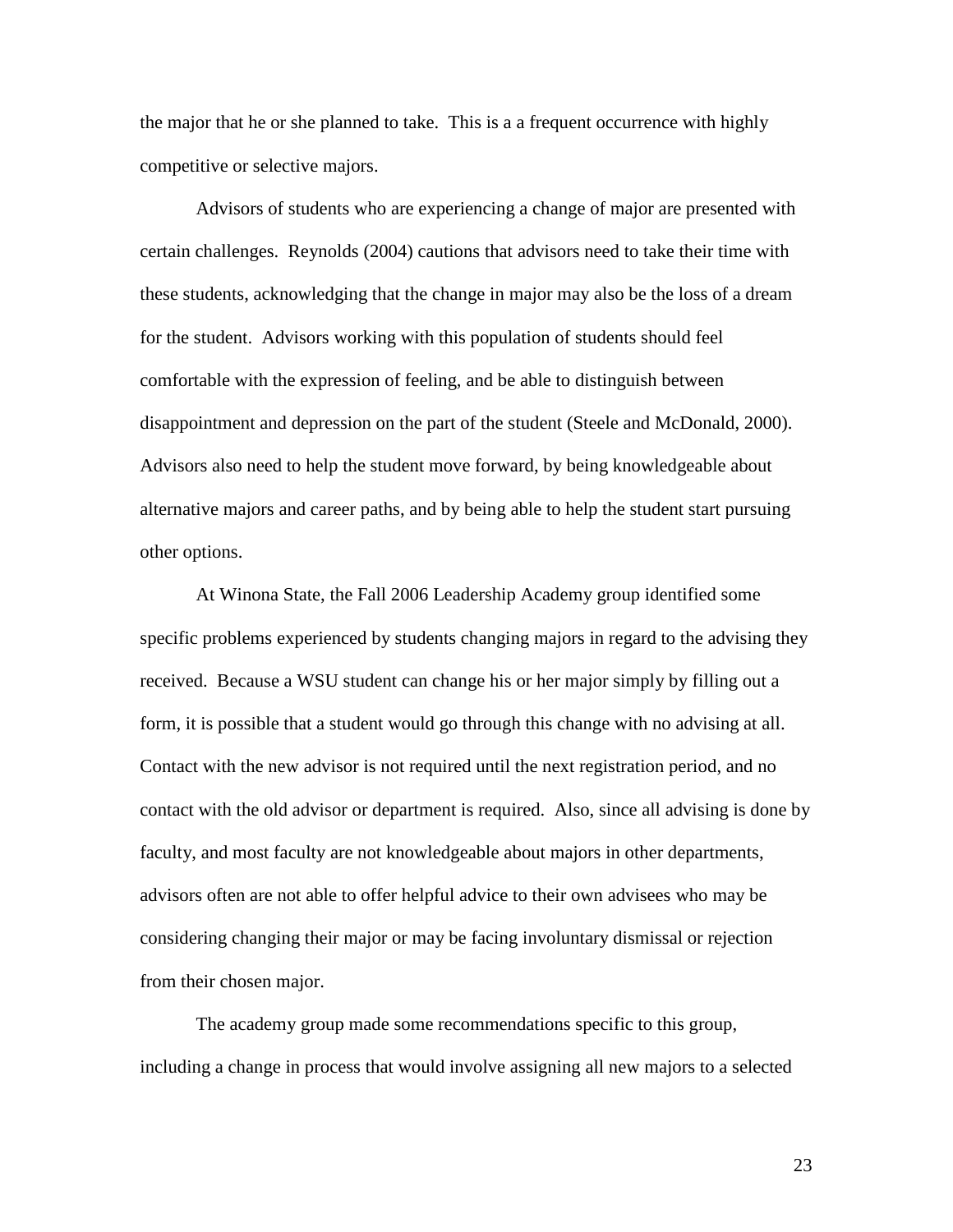the major that he or she planned to take. This is a a frequent occurrence with highly competitive or selective majors.

Advisors of students who are experiencing a change of major are presented with certain challenges. Reynolds (2004) cautions that advisors need to take their time with these students, acknowledging that the change in major may also be the loss of a dream for the student. Advisors working with this population of students should feel comfortable with the expression of feeling, and be able to distinguish between disappointment and depression on the part of the student (Steele and McDonald, 2000). Advisors also need to help the student move forward, by being knowledgeable about alternative majors and career paths, and by being able to help the student start pursuing other options.

At Winona State, the Fall 2006 Leadership Academy group identified some specific problems experienced by students changing majors in regard to the advising they received. Because a WSU student can change his or her major simply by filling out a form, it is possible that a student would go through this change with no advising at all. Contact with the new advisor is not required until the next registration period, and no contact with the old advisor or department is required. Also, since all advising is done by faculty, and most faculty are not knowledgeable about majors in other departments, advisors often are not able to offer helpful advice to their own advisees who may be considering changing their major or may be facing involuntary dismissal or rejection from their chosen major.

The academy group made some recommendations specific to this group, including a change in process that would involve assigning all new majors to a selected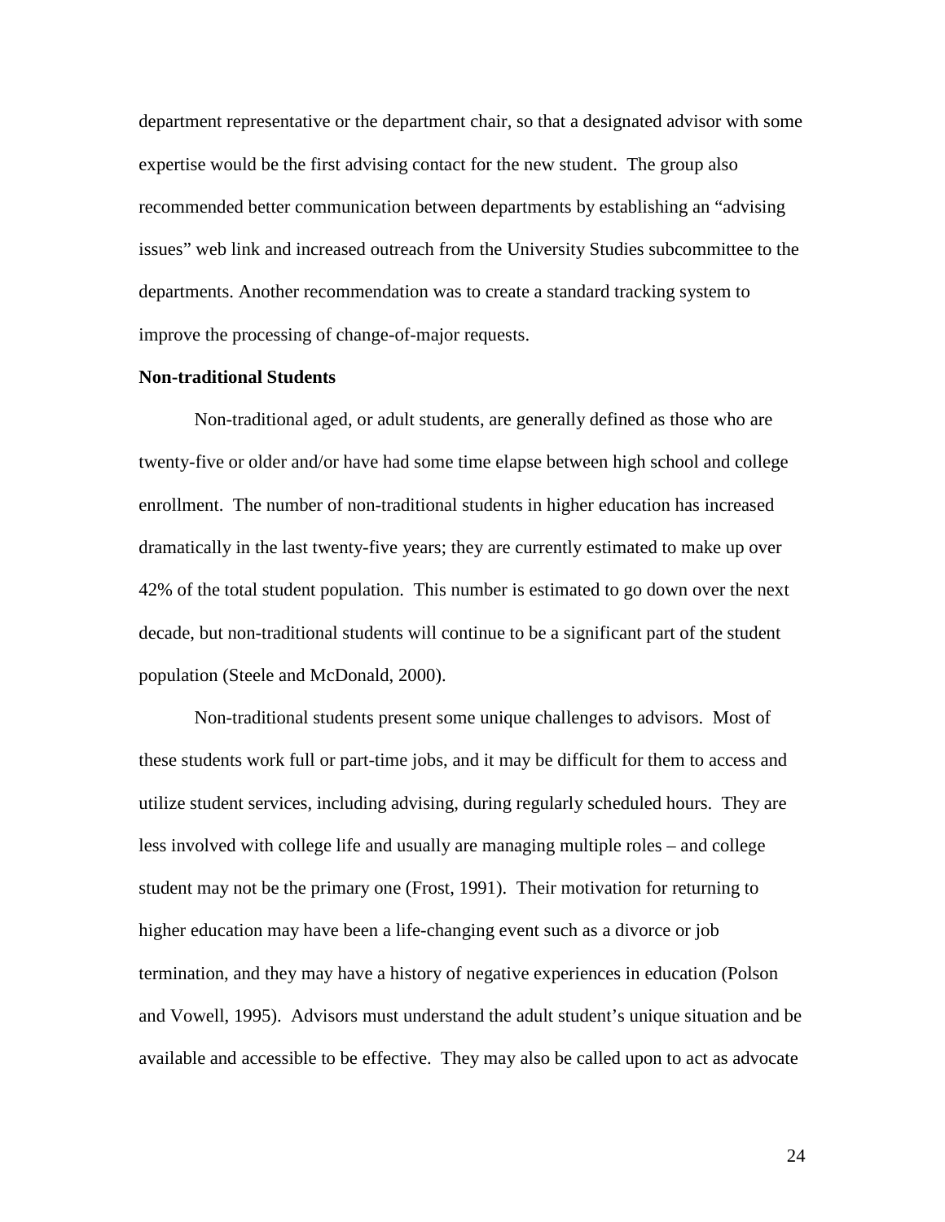department representative or the department chair, so that a designated advisor with some expertise would be the first advising contact for the new student. The group also recommended better communication between departments by establishing an "advising issues" web link and increased outreach from the University Studies subcommittee to the departments. Another recommendation was to create a standard tracking system to improve the processing of change-of-major requests.

**Non-traditional Students**

Non-traditional aged, or adult students, are generally defined as those who are twenty-five or older and/or have had some time elapse between high school and college enrollment. The number of non-traditional students in higher education has increased dramatically in the last twenty-five years; they are currently estimated to make up over 42% of the total student population. This number is estimated to go down over the next decade, but non-traditional students will continue to be a significant part of the student population (Steele and McDonald, 2000).

Non-traditional students present some unique challenges to advisors. Most of these students work full or part-time jobs, and it may be difficult for them to access and utilize student services, including advising, during regularly scheduled hours. They are less involved with college life and usually are managing multiple roles – and college student may not be the primary one (Frost, 1991). Their motivation for returning to higher education may have been a life-changing event such as a divorce or job termination, and they may have a history of negative experiences in education (Polson and Vowell, 1995). Advisors must understand the adult student's unique situation and be available and accessible to be effective. They may also be called upon to act as advocate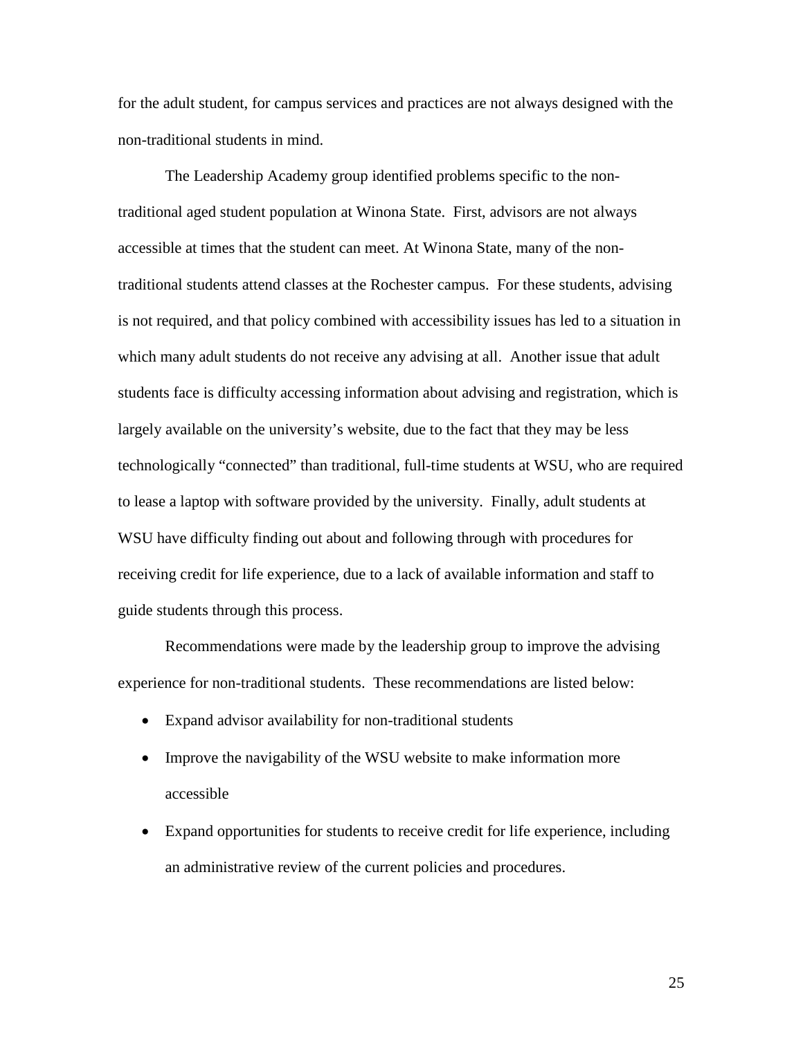for the adult student, for campus services and practices are not always designed with the non-traditional students in mind.

The Leadership Academy group identified problems specific to the non-traditional aged student population at Winona State. First, advisors are not always accessible at times that the student can meet. At Winona State, many of the non-traditional students attend classes at the Rochester campus. For these students, advising is not required, and that policy combined with accessibility issues has led to a situation in which many adult students do not receive any advising at all. Another issue that adult students face is difficulty accessing information about advising and registration, which is largely available on the university's website, due to the fact that they may be less technologically "connected" than traditional, full-time students at WSU, who are required to lease a laptop with software provided by the university. Finally, adult students at WSU have difficulty finding out about and following through with procedures for receiving credit for life experience, due to a lack of available information and staff to guide students through this process.

Recommendations were made by the leadership group to improve the advising experience for non-traditional students. These recommendations are listed below:

- Expand advisor availability for non-traditional students
- Improve the navigability of the WSU website to make information more accessible
- Expand opportunities for students to receive credit for life experience, including an administrative review of the current policies and procedures.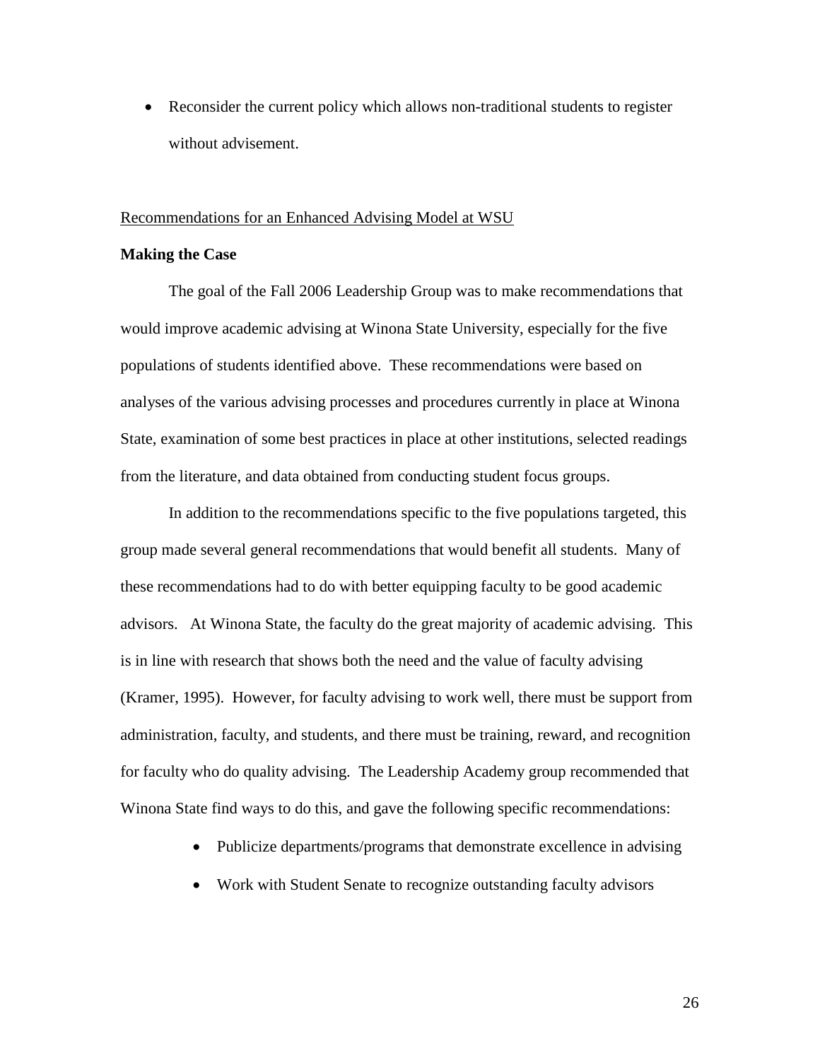- Reconsider the current policy which allows non-traditional students to register without advisement.

<u>Recommendations for an Enhanced Advising Model at WSU</u>

**Making the Case**

The goal of the Fall 2006 Leadership Group was to make recommendations that would improve academic advising at Winona State University, especially for the five populations of students identified above. These recommendations were based on analyses of the various advising processes and procedures currently in place at Winona State, examination of some best practices in place at other institutions, selected readings from the literature, and data obtained from conducting student focus groups.

In addition to the recommendations specific to the five populations targeted, this group made several general recommendations that would benefit all students. Many of these recommendations had to do with better equipping faculty to be good academic advisors. At Winona State, the faculty do the great majority of academic advising. This is in line with research that shows both the need and the value of faculty advising (Kramer, 1995). However, for faculty advising to work well, there must be support from administration, faculty, and students, and there must be training, reward, and recognition for faculty who do quality advising. The Leadership Academy group recommended that Winona State find ways to do this, and gave the following specific recommendations:

- Publicize departments/programs that demonstrate excellence in advising
- Work with Student Senate to recognize outstanding faculty advisors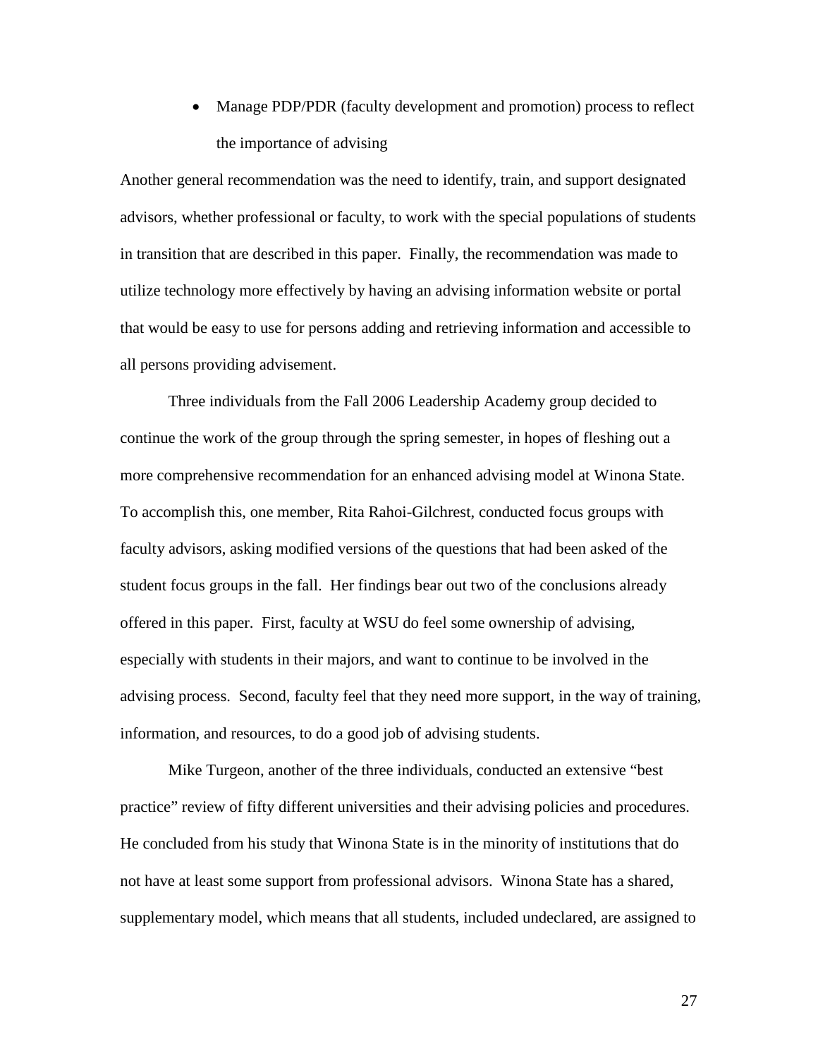- Manage PDP/PDR (faculty development and promotion) process to reflect the importance of advising

Another general recommendation was the need to identify, train, and support designated advisors, whether professional or faculty, to work with the special populations of students in transition that are described in this paper. Finally, the recommendation was made to utilize technology more effectively by having an advising information website or portal that would be easy to use for persons adding and retrieving information and accessible to all persons providing advisement.

Three individuals from the Fall 2006 Leadership Academy group decided to continue the work of the group through the spring semester, in hopes of fleshing out a more comprehensive recommendation for an enhanced advising model at Winona State. To accomplish this, one member, Rita Rahoi-Gilchrest, conducted focus groups with faculty advisors, asking modified versions of the questions that had been asked of the student focus groups in the fall. Her findings bear out two of the conclusions already offered in this paper. First, faculty at WSU do feel some ownership of advising, especially with students in their majors, and want to continue to be involved in the advising process. Second, faculty feel that they need more support, in the way of training, information, and resources, to do a good job of advising students.

Mike Turgeon, another of the three individuals, conducted an extensive "best practice" review of fifty different universities and their advising policies and procedures. He concluded from his study that Winona State is in the minority of institutions that do not have at least some support from professional advisors. Winona State has a shared, supplementary model, which means that all students, included undeclared, are assigned to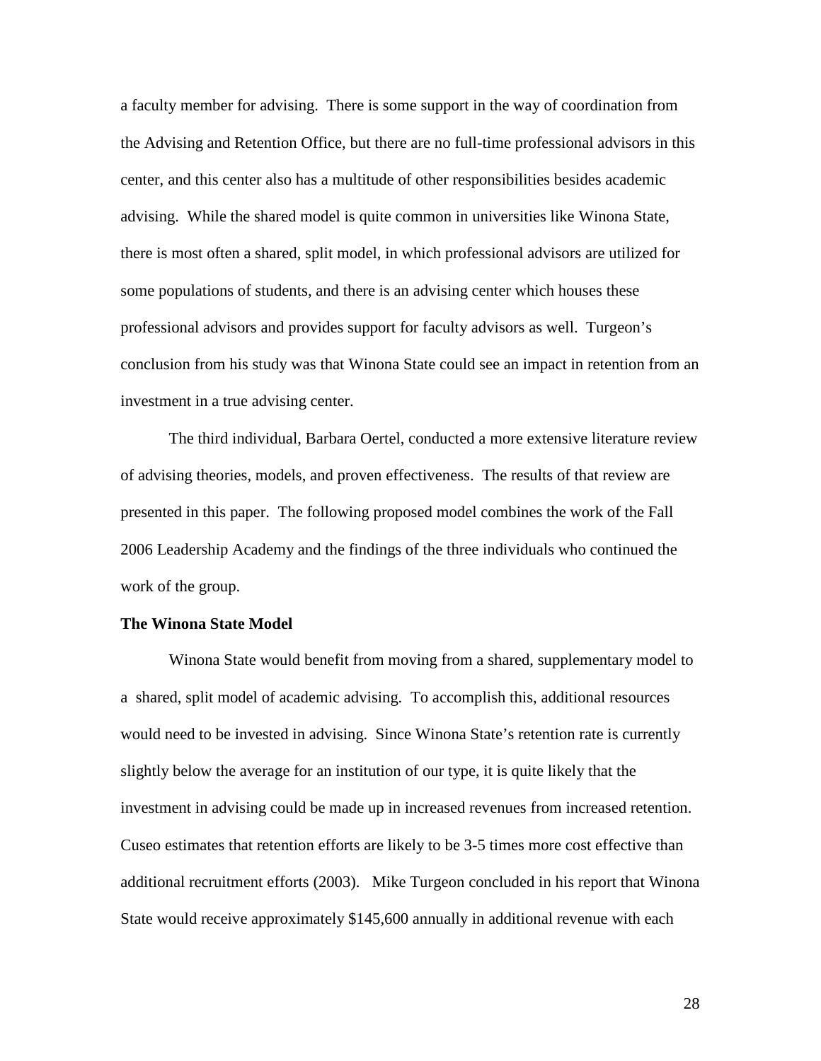a faculty member for advising. There is some support in the way of coordination from the Advising and Retention Office, but there are no full-time professional advisors in this center, and this center also has a multitude of other responsibilities besides academic advising. While the shared model is quite common in universities like Winona State, there is most often a shared, split model, in which professional advisors are utilized for some populations of students, and there is an advising center which houses these professional advisors and provides support for faculty advisors as well. Turgeon's conclusion from his study was that Winona State could see an impact in retention from an investment in a true advising center.

The third individual, Barbara Oertel, conducted a more extensive literature review of advising theories, models, and proven effectiveness. The results of that review are presented in this paper. The following proposed model combines the work of the Fall 2006 Leadership Academy and the findings of the three individuals who continued the work of the group.

**The Winona State Model**

Winona State would benefit from moving from a shared, supplementary model to a shared, split model of academic advising. To accomplish this, additional resources would need to be invested in advising. Since Winona State's retention rate is currently slightly below the average for an institution of our type, it is quite likely that the investment in advising could be made up in increased revenues from increased retention. Cuseo estimates that retention efforts are likely to be 3-5 times more cost effective than additional recruitment efforts (2003). Mike Turgeon concluded in his report that Winona State would receive approximately $145,600 annually in additional revenue with each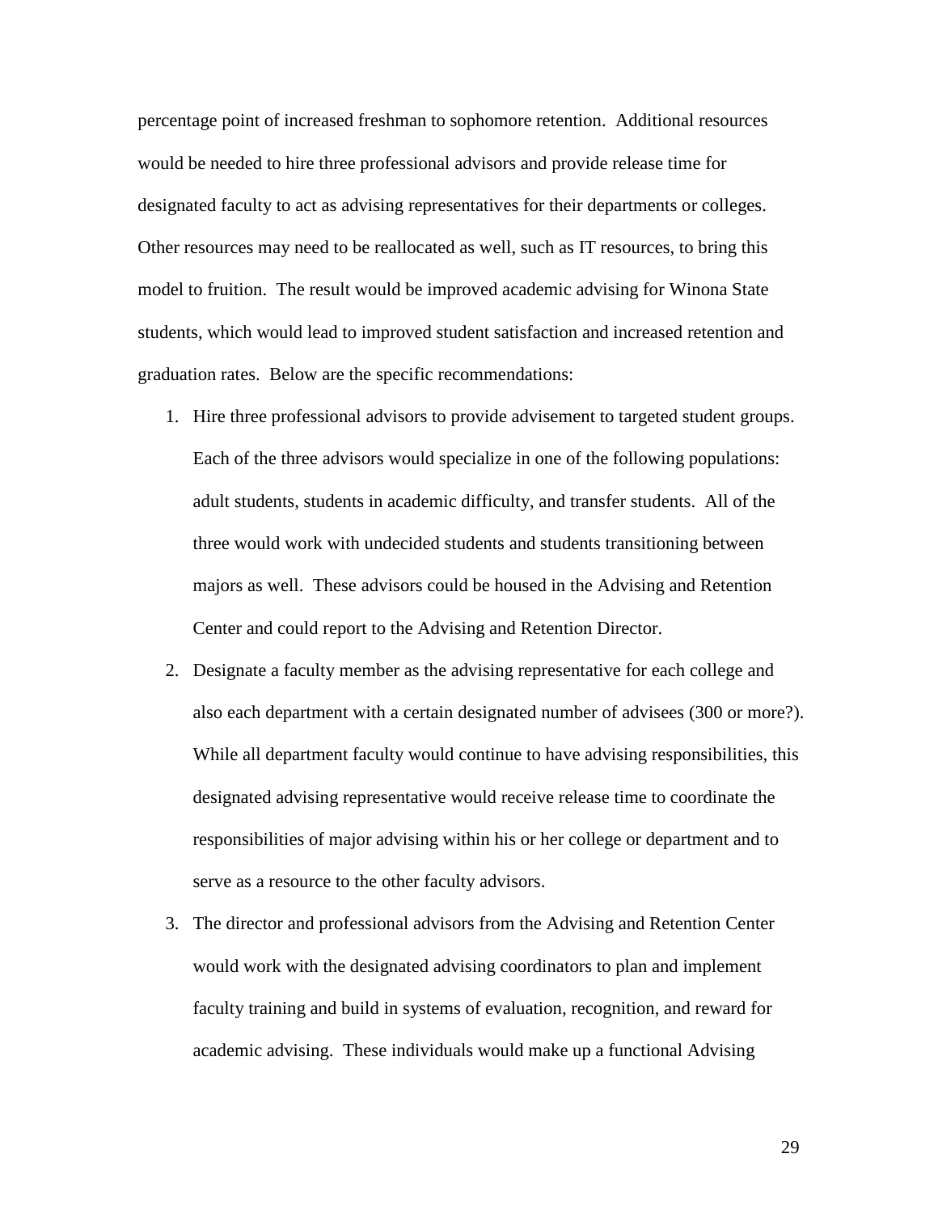percentage point of increased freshman to sophomore retention. Additional resources would be needed to hire three professional advisors and provide release time for designated faculty to act as advising representatives for their departments or colleges. Other resources may need to be reallocated as well, such as IT resources, to bring this model to fruition. The result would be improved academic advising for Winona State students, which would lead to improved student satisfaction and increased retention and graduation rates. Below are the specific recommendations:

1. Hire three professional advisors to provide advisement to targeted student groups. Each of the three advisors would specialize in one of the following populations: adult students, students in academic difficulty, and transfer students. All of the three would work with undecided students and students transitioning between majors as well. These advisors could be housed in the Advising and Retention Center and could report to the Advising and Retention Director.
2. Designate a faculty member as the advising representative for each college and also each department with a certain designated number of advisees (300 or more?). While all department faculty would continue to have advising responsibilities, this designated advising representative would receive release time to coordinate the responsibilities of major advising within his or her college or department and to serve as a resource to the other faculty advisors.
3. The director and professional advisors from the Advising and Retention Center would work with the designated advising coordinators to plan and implement faculty training and build in systems of evaluation, recognition, and reward for academic advising. These individuals would make up a functional Advising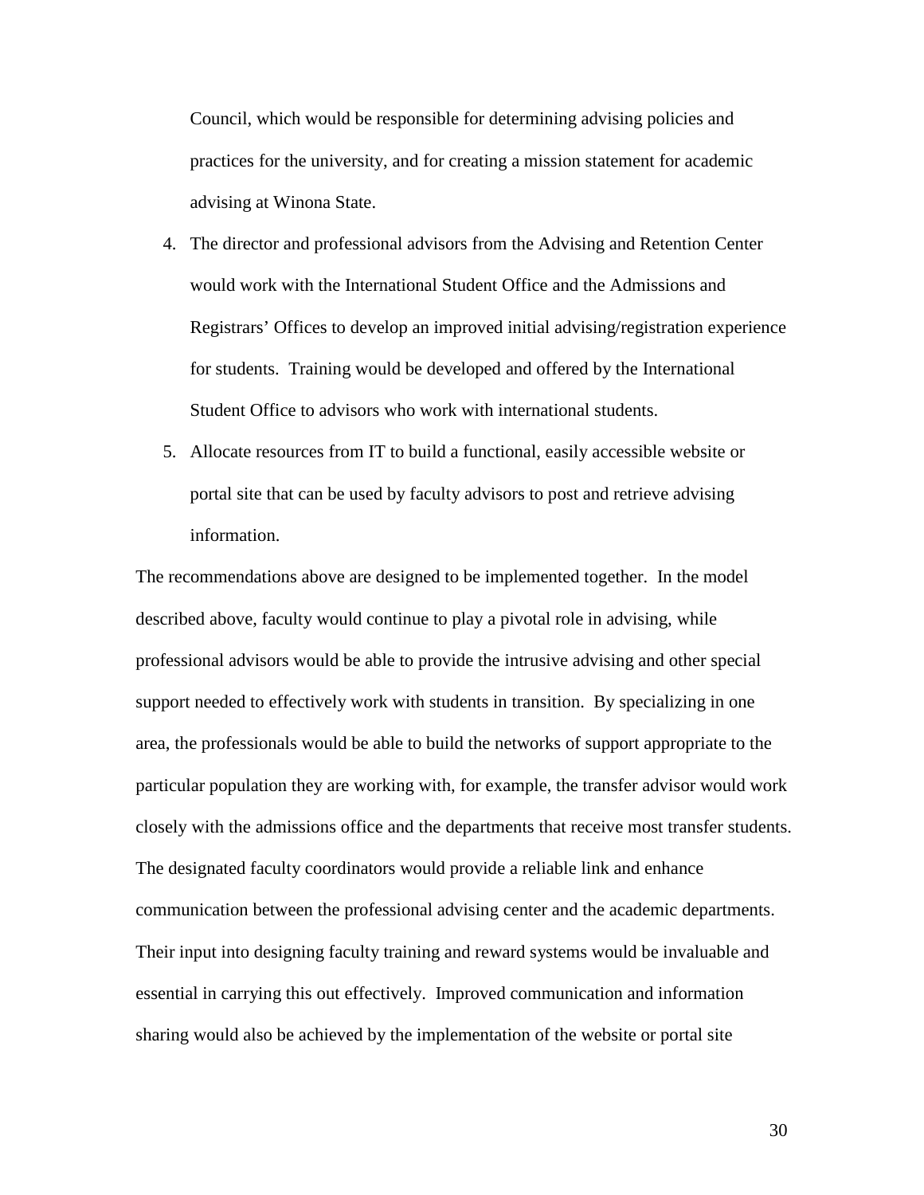Council, which would be responsible for determining advising policies and practices for the university, and for creating a mission statement for academic advising at Winona State.

4. The director and professional advisors from the Advising and Retention Center would work with the International Student Office and the Admissions and Registrars' Offices to develop an improved initial advising/registration experience for students. Training would be developed and offered by the International Student Office to advisors who work with international students.
5. Allocate resources from IT to build a functional, easily accessible website or portal site that can be used by faculty advisors to post and retrieve advising information.

The recommendations above are designed to be implemented together. In the model described above, faculty would continue to play a pivotal role in advising, while professional advisors would be able to provide the intrusive advising and other special support needed to effectively work with students in transition. By specializing in one area, the professionals would be able to build the networks of support appropriate to the particular population they are working with, for example, the transfer advisor would work closely with the admissions office and the departments that receive most transfer students. The designated faculty coordinators would provide a reliable link and enhance communication between the professional advising center and the academic departments. Their input into designing faculty training and reward systems would be invaluable and essential in carrying this out effectively. Improved communication and information sharing would also be achieved by the implementation of the website or portal site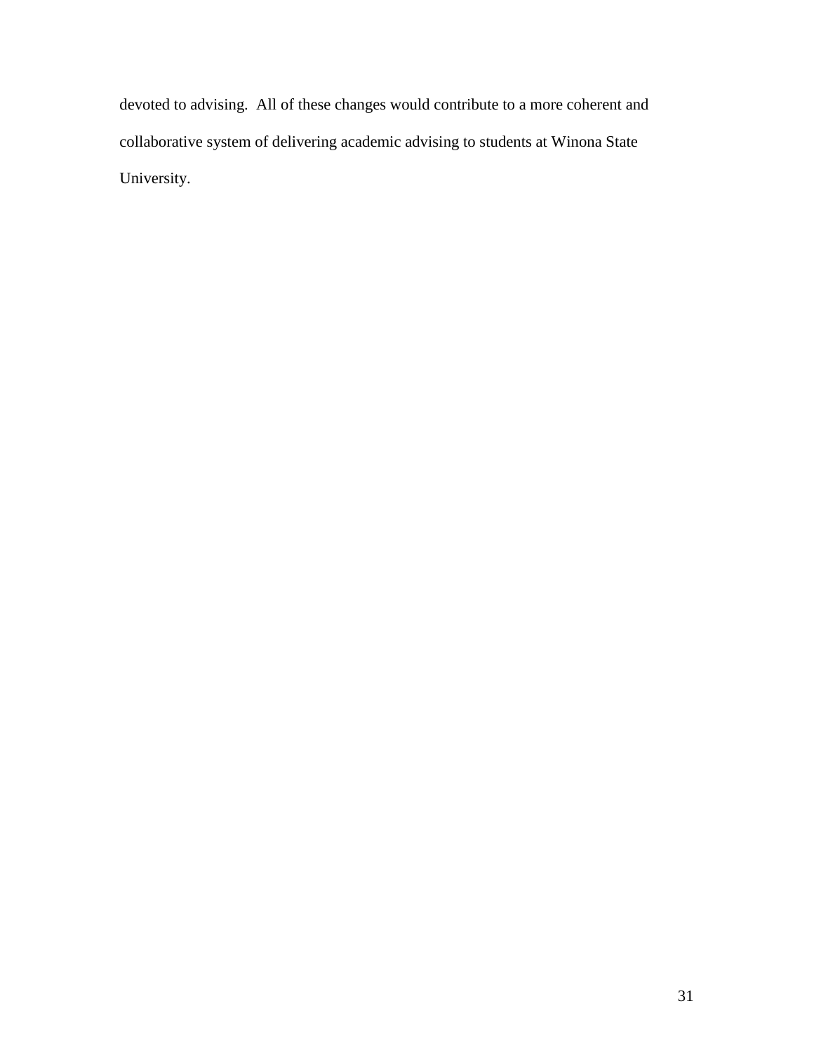devoted to advising. All of these changes would contribute to a more coherent and collaborative system of delivering academic advising to students at Winona State University.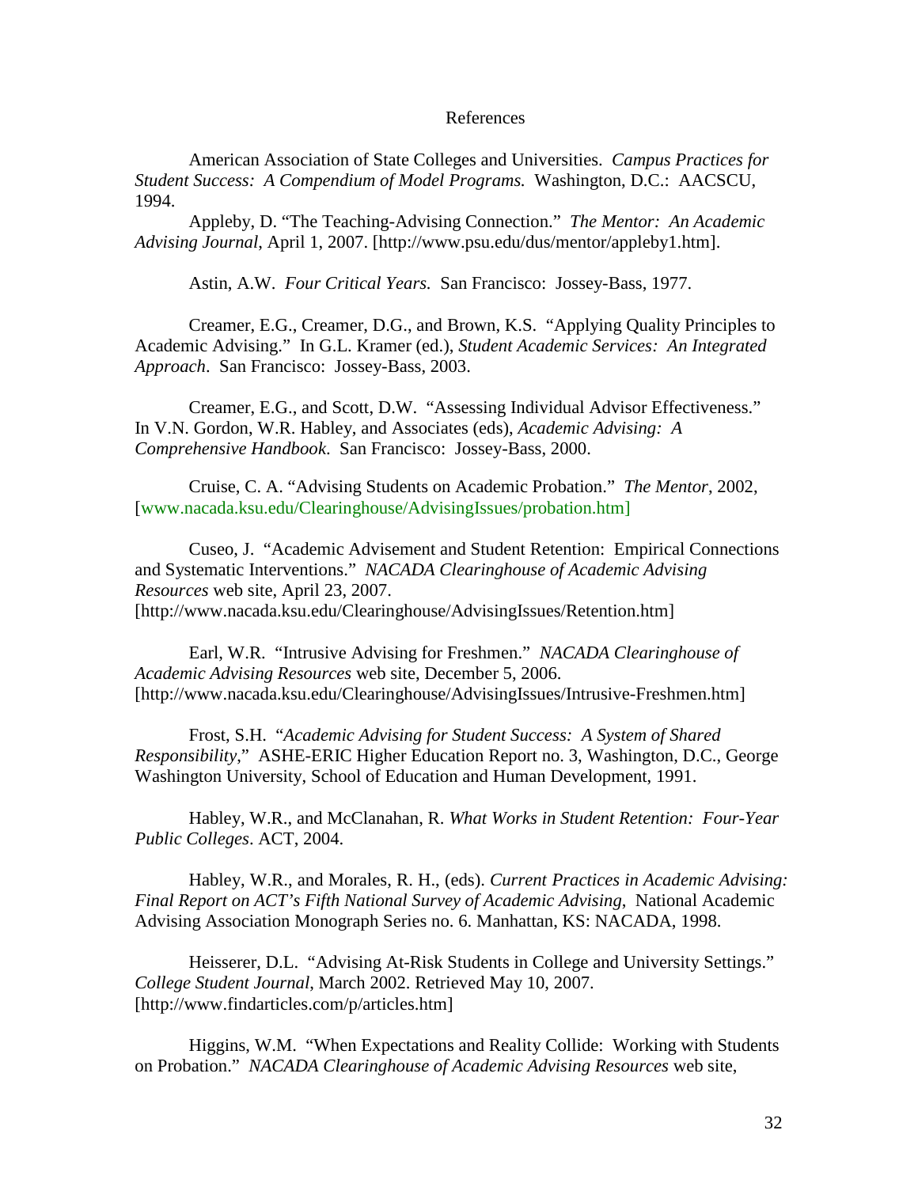# References

American Association of State Colleges and Universities. *Campus Practices for Student Success: A Compendium of Model Programs.* Washington, D.C.: AACSCU, 1994.

Appleby, D. "The Teaching-Advising Connection." *The Mentor: An Academic Advising Journal*, April 1, 2007. [http://www.psu.edu/dus/mentor/appleby1.htm].

Astin, A.W. *Four Critical Years.* San Francisco: Jossey-Bass, 1977.

Creamer, E.G., Creamer, D.G., and Brown, K.S. "Applying Quality Principles to Academic Advising." In G.L. Kramer (ed.), *Student Academic Services: An Integrated Approach*. San Francisco: Jossey-Bass, 2003.

Creamer, E.G., and Scott, D.W. "Assessing Individual Advisor Effectiveness." In V.N. Gordon, W.R. Habley, and Associates (eds), *Academic Advising: A Comprehensive Handbook*. San Francisco: Jossey-Bass, 2000.

Cruise, C. A. "Advising Students on Academic Probation." *The Mentor*, 2002, [www.nacada.ksu.edu/Clearinghouse/AdvisingIssues/probation.htm]

Cuseo, J. "Academic Advisement and Student Retention: Empirical Connections and Systematic Interventions." *NACADA Clearinghouse of Academic Advising Resources* web site, April 23, 2007. [http://www.nacada.ksu.edu/Clearinghouse/AdvisingIssues/Retention.htm]

Earl, W.R. "Intrusive Advising for Freshmen." *NACADA Clearinghouse of Academic Advising Resources* web site, December 5, 2006. [http://www.nacada.ksu.edu/Clearinghouse/AdvisingIssues/Intrusive-Freshmen.htm]

Frost, S.H. "*Academic Advising for Student Success: A System of Shared Responsibility*," ASHE-ERIC Higher Education Report no. 3, Washington, D.C., George Washington University, School of Education and Human Development, 1991.

Habley, W.R., and McClanahan, R. *What Works in Student Retention: Four-Year Public Colleges*. ACT, 2004.

Habley, W.R., and Morales, R. H., (eds). *Current Practices in Academic Advising: Final Report on ACT's Fifth National Survey of Academic Advising*, National Academic Advising Association Monograph Series no. 6. Manhattan, KS: NACADA, 1998.

Heisserer, D.L. "Advising At-Risk Students in College and University Settings." *College Student Journal*, March 2002. Retrieved May 10, 2007. [http://www.findarticles.com/p/articles.htm]

Higgins, W.M. "When Expectations and Reality Collide: Working with Students on Probation." *NACADA Clearinghouse of Academic Advising Resources* web site,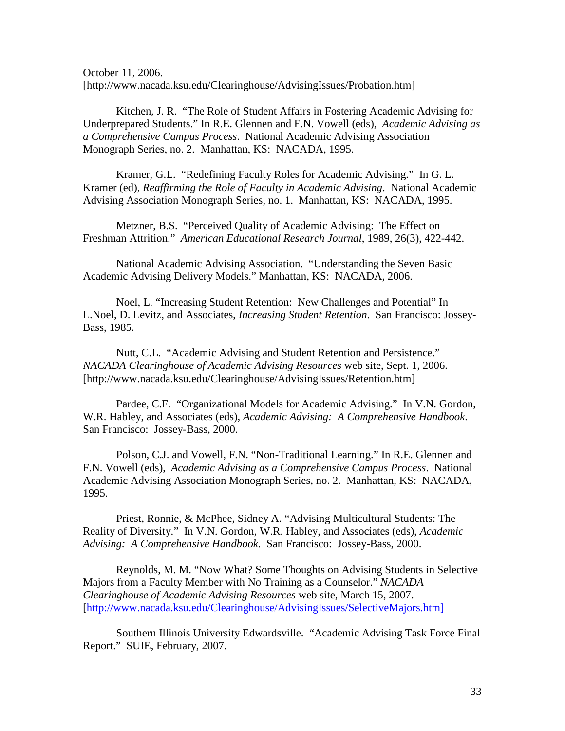October 11, 2006. [http://www.nacada.ksu.edu/Clearinghouse/AdvisingIssues/Probation.htm]

Kitchen, J. R. "The Role of Student Affairs in Fostering Academic Advising for Underprepared Students." In R.E. Glennen and F.N. Vowell (eds), *Academic Advising as a Comprehensive Campus Process*. National Academic Advising Association Monograph Series, no. 2. Manhattan, KS: NACADA, 1995.

Kramer, G.L. "Redefining Faculty Roles for Academic Advising." In G. L. Kramer (ed), *Reaffirming the Role of Faculty in Academic Advising*. National Academic Advising Association Monograph Series, no. 1. Manhattan, KS: NACADA, 1995.

Metzner, B.S. "Perceived Quality of Academic Advising: The Effect on Freshman Attrition." *American Educational Research Journal*, 1989, 26(3), 422-442.

National Academic Advising Association. "Understanding the Seven Basic Academic Advising Delivery Models." Manhattan, KS: NACADA, 2006.

Noel, L. "Increasing Student Retention: New Challenges and Potential" In L.Noel, D. Levitz, and Associates, *Increasing Student Retention*. San Francisco: Jossey-Bass, 1985.

Nutt, C.L. "Academic Advising and Student Retention and Persistence." *NACADA Clearinghouse of Academic Advising Resources* web site, Sept. 1, 2006. [http://www.nacada.ksu.edu/Clearinghouse/AdvisingIssues/Retention.htm]

Pardee, C.F. "Organizational Models for Academic Advising." In V.N. Gordon, W.R. Habley, and Associates (eds), *Academic Advising: A Comprehensive Handbook*. San Francisco: Jossey-Bass, 2000.

Polson, C.J. and Vowell, F.N. "Non-Traditional Learning." In R.E. Glennen and F.N. Vowell (eds), *Academic Advising as a Comprehensive Campus Process*. National Academic Advising Association Monograph Series, no. 2. Manhattan, KS: NACADA, 1995.

Priest, Ronnie, & McPhee, Sidney A. "Advising Multicultural Students: The Reality of Diversity." In V.N. Gordon, W.R. Habley, and Associates (eds), *Academic Advising: A Comprehensive Handbook*. San Francisco: Jossey-Bass, 2000.

Reynolds, M. M. "Now What? Some Thoughts on Advising Students in Selective Majors from a Faculty Member with No Training as a Counselor." *NACADA Clearinghouse of Academic Advising Resources* web site, March 15, 2007. [http://www.nacada.ksu.edu/Clearinghouse/AdvisingIssues/SelectiveMajors.htm]

Southern Illinois University Edwardsville. "Academic Advising Task Force Final Report." SUIE, February, 2007.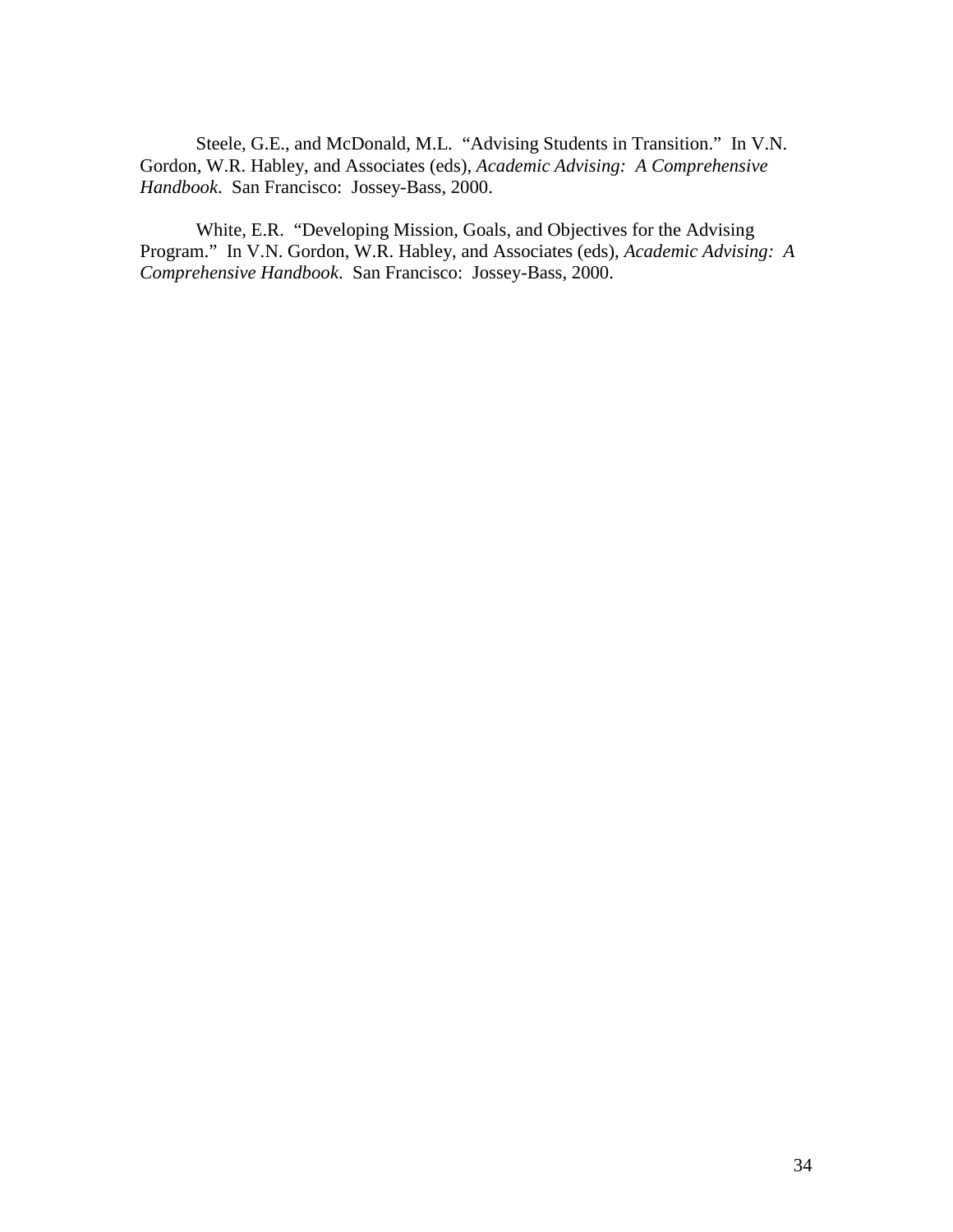Steele, G.E., and McDonald, M.L. "Advising Students in Transition." In V.N. Gordon, W.R. Habley, and Associates (eds), *Academic Advising: A Comprehensive Handbook.* San Francisco: Jossey-Bass, 2000.

White, E.R. "Developing Mission, Goals, and Objectives for the Advising Program." In V.N. Gordon, W.R. Habley, and Associates (eds), *Academic Advising: A Comprehensive Handbook*. San Francisco: Jossey-Bass, 2000.